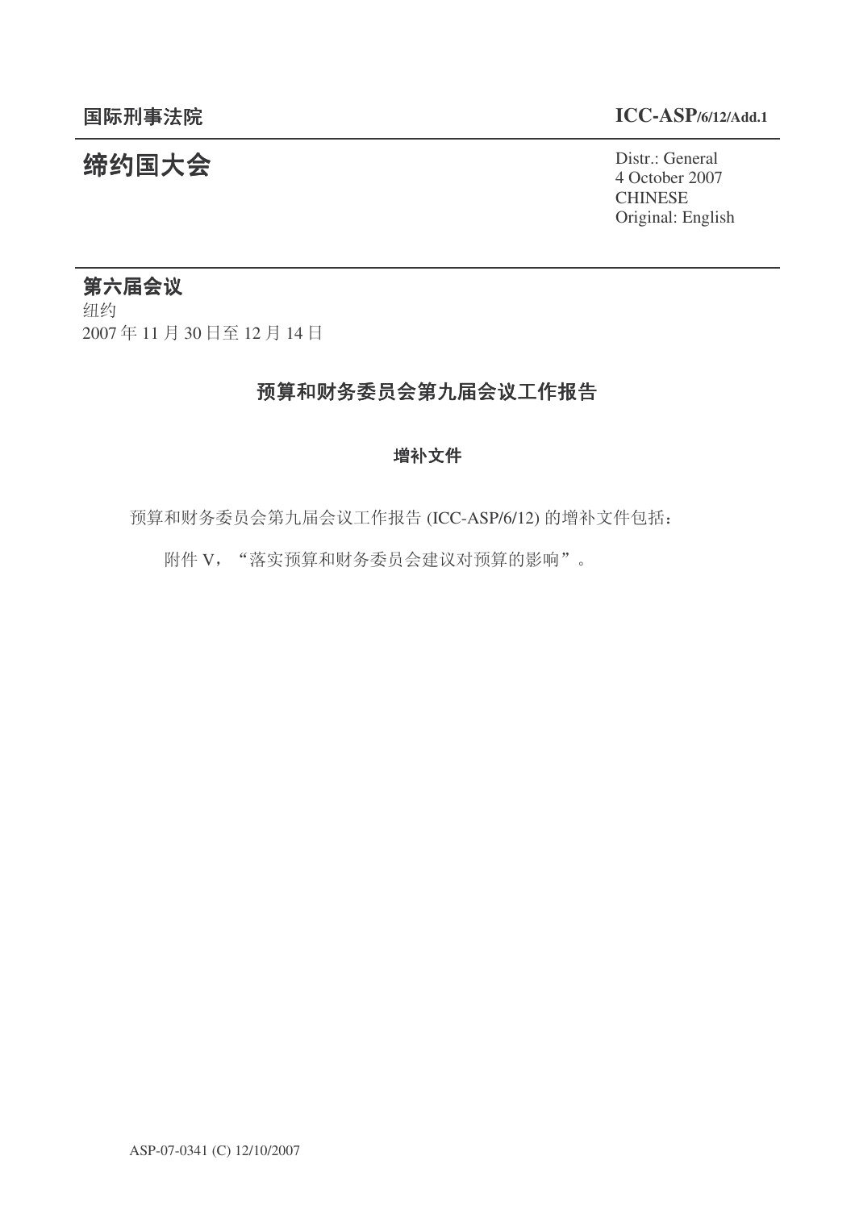国际刑事法院 ICC-ASP/6/12/Add.1

# 缔约国大会

Distr.: General
4 October 2007
CHINESE
Original: English

## 第六届会议

纽约
2007 年 11 月 30 日至 12 月 14 日

## 预算和财务委员会第九届会议工作报告

### 增补文件

预算和财务委员会第九届会议工作报告 (ICC-ASP/6/12) 的增补文件包括：

附件 V，“落实预算和财务委员会建议对预算的影响”。

ASP-07-0341 (C) 12/10/2007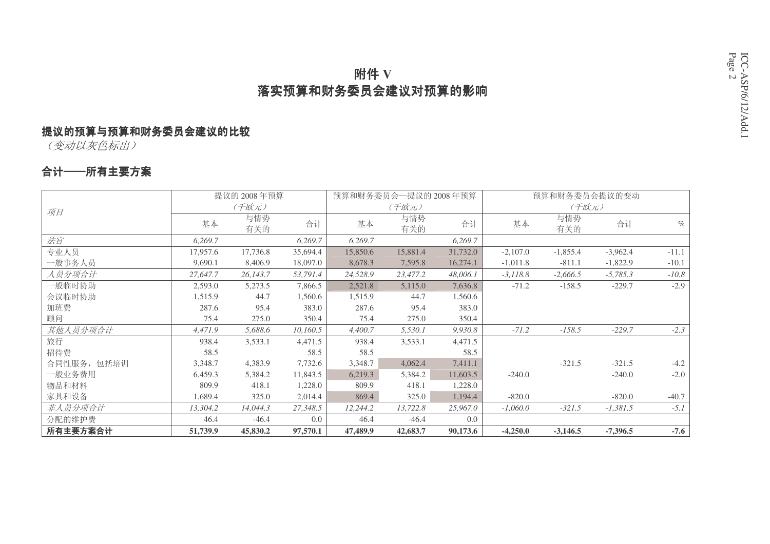# 附件 V
# 落实预算和财务委员会建议对预算的影响

## 提议的预算与预算和财务委员会建议的比较

*（变动以灰色标出）*

## 合计——所有主要方案

| *项目* | 提议的 2008 年预算 *（千欧元）* | | | 预算和财务委员会—提议的 2008 年预算 *（千欧元）* | | | 预算和财务委员会提议的变动 *（千欧元）* | | | |
|---|---|---|---|---|---|---|---|---|---|---|
| | 基本 | 与情势有关的 | 合计 | 基本 | 与情势有关的 | 合计 | 基本 | 与情势有关的 | 合计 | % |
| *法官* | *6,269.7* | | *6,269.7* | *6,269.7* | | *6,269.7* | | | | |
| 专业人员 | 17,957.6 | 17,736.8 | 35,694.4 | 15,850.6 | 15,881.4 | 31,732.0 | -2,107.0 | -1,855.4 | -3,962.4 | -11.1 |
| 一般事务人员 | 9,690.1 | 8,406.9 | 18,097.0 | 8,678.3 | 7,595.8 | 16,274.1 | -1,011.8 | -811.1 | -1,822.9 | -10.1 |
| *人员分项合计* | *27,647.7* | *26,143.7* | *53,791.4* | *24,528.9* | *23,477.2* | *48,006.1* | *-3,118.8* | *-2,666.5* | *-5,785.3* | *-10.8* |
| 一般临时协助 | 2,593.0 | 5,273.5 | 7,866.5 | 2,521.8 | 5,115.0 | 7,636.8 | -71.2 | -158.5 | -229.7 | -2.9 |
| 会议临时协助 | 1,515.9 | 44.7 | 1,560.6 | 1,515.9 | 44.7 | 1,560.6 | | | | |
| 加班费 | 287.6 | 95.4 | 383.0 | 287.6 | 95.4 | 383.0 | | | | |
| 顾问 | 75.4 | 275.0 | 350.4 | 75.4 | 275.0 | 350.4 | | | | |
| *其他人员分项合计* | *4,471.9* | *5,688.6* | *10,160.5* | *4,400.7* | *5,530.1* | *9,930.8* | *-71.2* | *-158.5* | *-229.7* | *-2.3* |
| 旅行 | 938.4 | 3,533.1 | 4,471.5 | 938.4 | 3,533.1 | 4,471.5 | | | | |
| 招待费 | 58.5 | | 58.5 | 58.5 | | 58.5 | | | | |
| 合同性服务，包括培训 | 3,348.7 | 4,383.9 | 7,732.6 | 3,348.7 | 4,062.4 | 7,411.1 | | -321.5 | -321.5 | -4.2 |
| 一般业务费用 | 6,459.3 | 5,384.2 | 11,843.5 | 6,219.3 | 5,384.2 | 11,603.5 | -240.0 | | -240.0 | -2.0 |
| 物品和材料 | 809.9 | 418.1 | 1,228.0 | 809.9 | 418.1 | 1,228.0 | | | | |
| 家具和设备 | 1,689.4 | 325.0 | 2,014.4 | 869.4 | 325.0 | 1,194.4 | -820.0 | | -820.0 | -40.7 |
| *非人员分项合计* | *13,304.2* | *14,044.3* | *27,348.5* | *12,244.2* | *13,722.8* | *25,967.0* | *-1,060.0* | *-321.5* | *-1,381.5* | *-5.1* |
| 分配的维护费 | 46.4 | -46.4 | 0.0 | 46.4 | -46.4 | 0.0 | | | | |
| **所有主要方案合计** | **51,739.9** | **45,830.2** | **97,570.1** | **47,489.9** | **42,683.7** | **90,173.6** | **-4,250.0** | **-3,146.5** | **-7,396.5** | **-7.6** |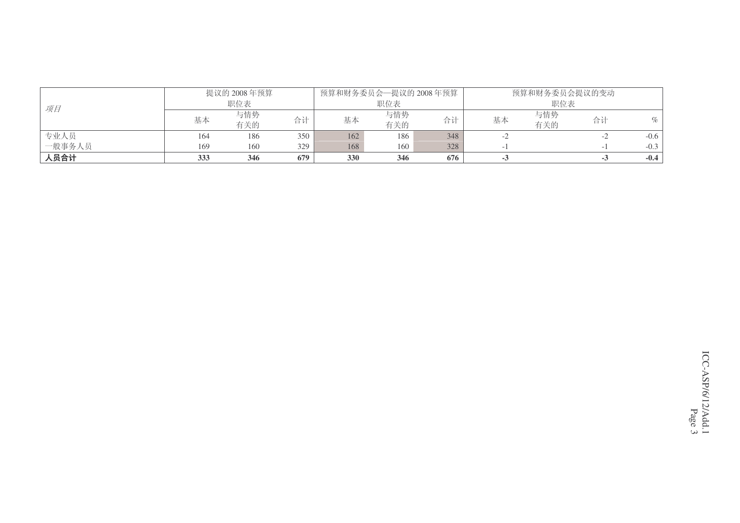| 项目 | 提议的 2008 年预算 职位表 | | | 预算和财务委员会—提议的 2008 年预算 职位表 | | | 预算和财务委员会提议的变动 职位表 | | | |
|---|---|---|---|---|---|---|---|---|---|---|
| | 基本 | 与情势有关的 | 合计 | 基本 | 与情势有关的 | 合计 | 基本 | 与情势有关的 | 合计 | % |
| 专业人员 | 164 | 186 | 350 | 162 | 186 | 348 | -2 | | -2 | -0.6 |
| 一般事务人员 | 169 | 160 | 329 | 168 | 160 | 328 | -1 | | -1 | -0.3 |
| **人员合计** | **333** | **346** | **679** | **330** | **346** | **676** | **-3** | | **-3** | **-0.4** |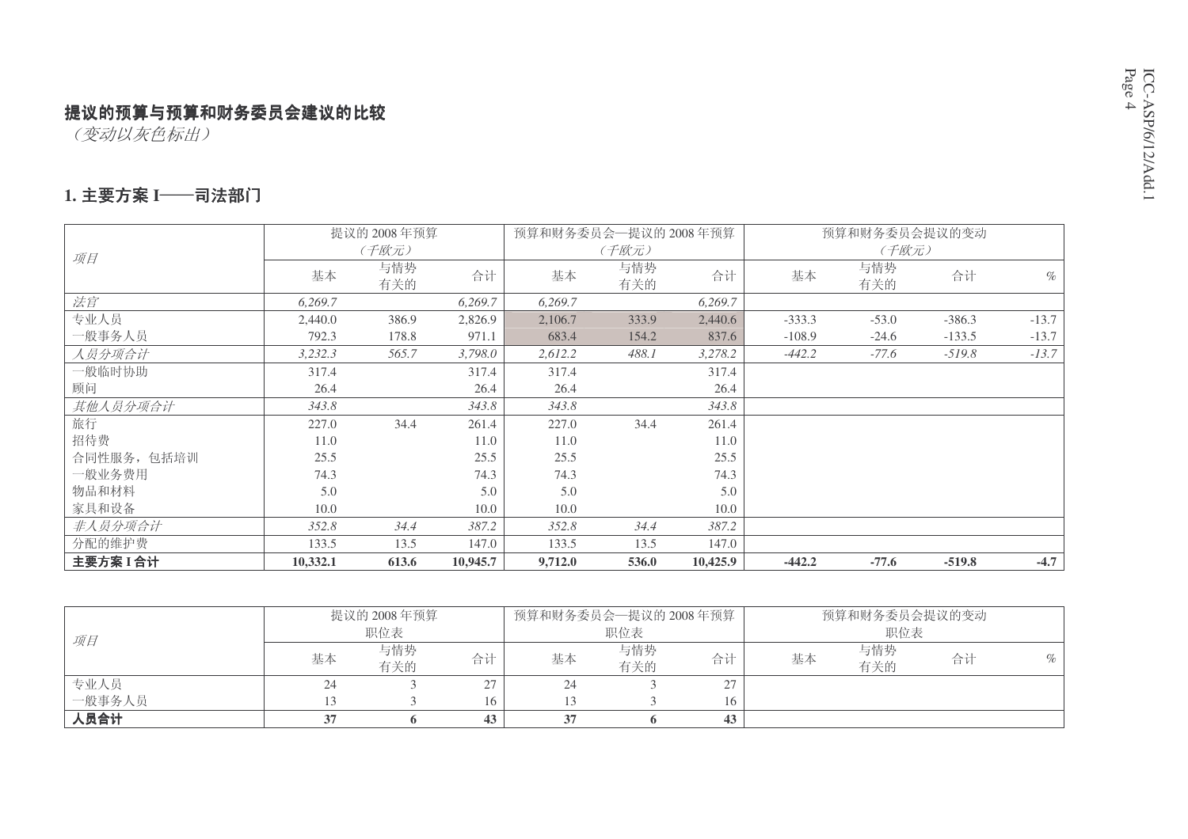**提议的预算与预算和财务委员会建议的比较**

*（变动以灰色标出）*

## 1. 主要方案 I——司法部门

| *项目* | 提议的 2008 年预算 *（千欧元）* | | | 预算和财务委员会—提议的 2008 年预算 *（千欧元）* | | | 预算和财务委员会提议的变动 *（千欧元）* | | | |
|---|---|---|---|---|---|---|---|---|---|---|
| | 基本 | 与情势有关的 | 合计 | 基本 | 与情势有关的 | 合计 | 基本 | 与情势有关的 | 合计 | % |
| *法官* | *6,269.7* | | *6,269.7* | *6,269.7* | | *6,269.7* | | | | |
| 专业人员 | 2,440.0 | 386.9 | 2,826.9 | 2,106.7 | 333.9 | 2,440.6 | -333.3 | -53.0 | -386.3 | -13.7 |
| 一般事务人员 | 792.3 | 178.8 | 971.1 | 683.4 | 154.2 | 837.6 | -108.9 | -24.6 | -133.5 | -13.7 |
| *人员分项合计* | *3,232.3* | *565.7* | *3,798.0* | *2,612.2* | *488.1* | *3,278.2* | *-442.2* | *-77.6* | *-519.8* | *-13.7* |
| 一般临时协助 | 317.4 | | 317.4 | 317.4 | | 317.4 | | | | |
| 顾问 | 26.4 | | 26.4 | 26.4 | | 26.4 | | | | |
| *其他人员分项合计* | *343.8* | | *343.8* | *343.8* | | *343.8* | | | | |
| 旅行 | 227.0 | 34.4 | 261.4 | 227.0 | 34.4 | 261.4 | | | | |
| 招待费 | 11.0 | | 11.0 | 11.0 | | 11.0 | | | | |
| 合同性服务，包括培训 | 25.5 | | 25.5 | 25.5 | | 25.5 | | | | |
| 一般业务费用 | 74.3 | | 74.3 | 74.3 | | 74.3 | | | | |
| 物品和材料 | 5.0 | | 5.0 | 5.0 | | 5.0 | | | | |
| 家具和设备 | 10.0 | | 10.0 | 10.0 | | 10.0 | | | | |
| *非人员分项合计* | *352.8* | *34.4* | *387.2* | *352.8* | *34.4* | *387.2* | | | | |
| 分配的维护费 | 133.5 | 13.5 | 147.0 | 133.5 | 13.5 | 147.0 | | | | |
| **主要方案 I 合计** | **10,332.1** | **613.6** | **10,945.7** | **9,712.0** | **536.0** | **10,425.9** | **-442.2** | **-77.6** | **-519.8** | **-4.7** |

| *项目* | 提议的 2008 年预算 职位表 | | | 预算和财务委员会—提议的 2008 年预算 职位表 | | | 预算和财务委员会提议的变动 职位表 | | | |
|---|---|---|---|---|---|---|---|---|---|---|
| | 基本 | 与情势有关的 | 合计 | 基本 | 与情势有关的 | 合计 | 基本 | 与情势有关的 | 合计 | % |
| 专业人员 | 24 | 3 | 27 | 24 | 3 | 27 | | | | |
| 一般事务人员 | 13 | 3 | 16 | 13 | 3 | 16 | | | | |
| **人员合计** | **37** | **6** | **43** | **37** | **6** | **43** | | | | |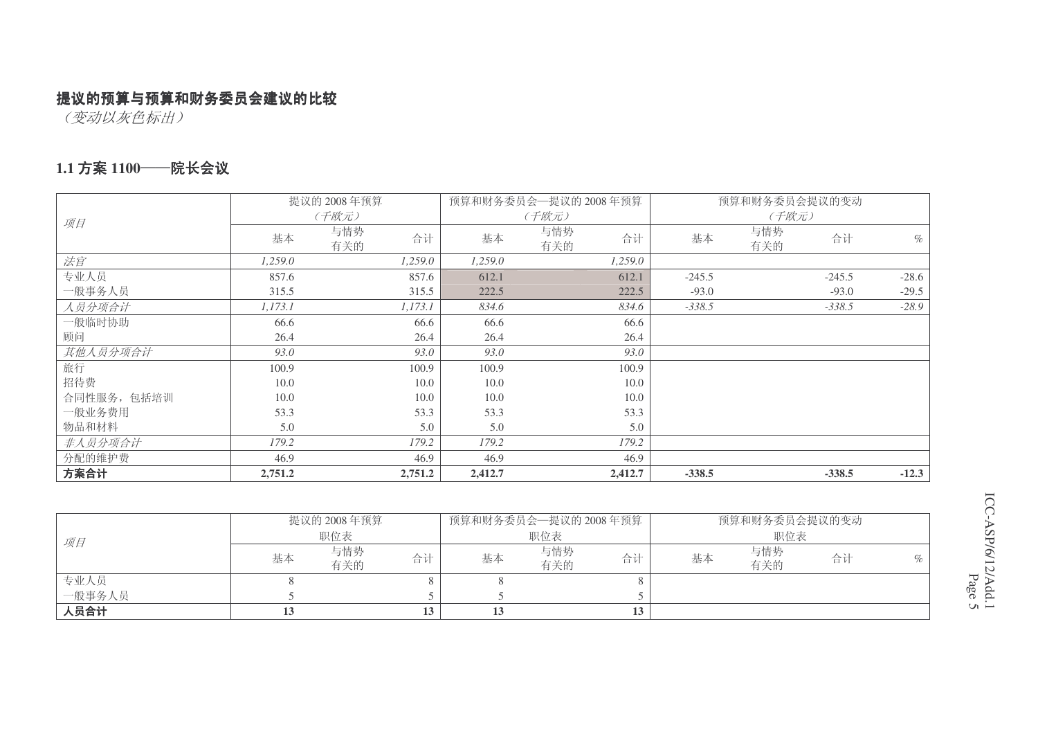## 提议的预算与预算和财务委员会建议的比较

*（变动以灰色标出）*

### 1.1 方案 1100——院长会议

| 项目 | 提议的 2008 年预算（千欧元） | | | 预算和财务委员会—提议的 2008 年预算（千欧元） | | | 预算和财务委员会提议的变动（千欧元） | | | |
|---|---|---|---|---|---|---|---|---|---|---|
| | 基本 | 与情势有关的 | 合计 | 基本 | 与情势有关的 | 合计 | 基本 | 与情势有关的 | 合计 | % |
| *法官* | *1,259.0* | | *1,259.0* | *1,259.0* | | *1,259.0* | | | | |
| 专业人员 | 857.6 | | 857.6 | 612.1 | | 612.1 | -245.5 | | -245.5 | -28.6 |
| 一般事务人员 | 315.5 | | 315.5 | 222.5 | | 222.5 | -93.0 | | -93.0 | -29.5 |
| *人员分项合计* | *1,173.1* | | *1,173.1* | *834.6* | | *834.6* | *-338.5* | | *-338.5* | *-28.9* |
| 一般临时协助 | 66.6 | | 66.6 | 66.6 | | 66.6 | | | | |
| 顾问 | 26.4 | | 26.4 | 26.4 | | 26.4 | | | | |
| *其他人员分项合计* | *93.0* | | *93.0* | *93.0* | | *93.0* | | | | |
| 旅行 | 100.9 | | 100.9 | 100.9 | | 100.9 | | | | |
| 招待费 | 10.0 | | 10.0 | 10.0 | | 10.0 | | | | |
| 合同性服务，包括培训 | 10.0 | | 10.0 | 10.0 | | 10.0 | | | | |
| 一般业务费用 | 53.3 | | 53.3 | 53.3 | | 53.3 | | | | |
| 物品和材料 | 5.0 | | 5.0 | 5.0 | | 5.0 | | | | |
| *非人员分项合计* | *179.2* | | *179.2* | *179.2* | | *179.2* | | | | |
| 分配的维护费 | 46.9 | | 46.9 | 46.9 | | 46.9 | | | | |
| **方案合计** | **2,751.2** | | **2,751.2** | **2,412.7** | | **2,412.7** | **-338.5** | | **-338.5** | **-12.3** |

| 项目 | 提议的 2008 年预算职位表 | | | 预算和财务委员会—提议的 2008 年预算职位表 | | | 预算和财务委员会提议的变动职位表 | | | |
|---|---|---|---|---|---|---|---|---|---|---|
| | 基本 | 与情势有关的 | 合计 | 基本 | 与情势有关的 | 合计 | 基本 | 与情势有关的 | 合计 | % |
| 专业人员 | 8 | | 8 | 8 | | 8 | | | | |
| 一般事务人员 | 5 | | 5 | 5 | | 5 | | | | |
| **人员合计** | **13** | | **13** | **13** | | **13** | | | | |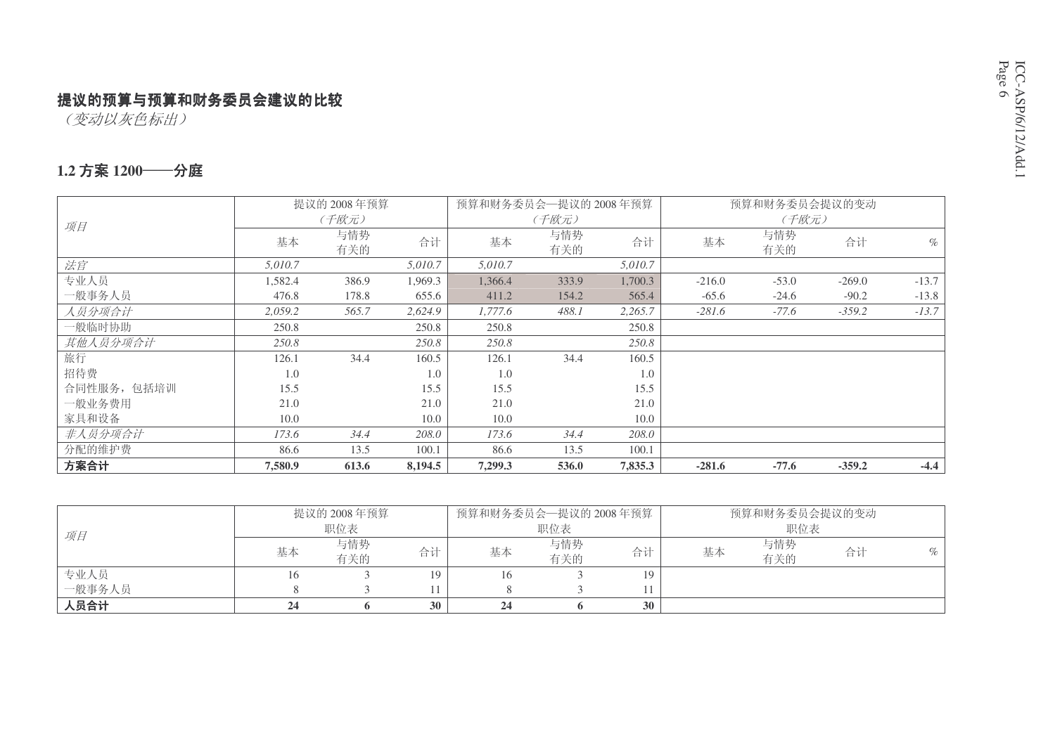**提议的预算与预算和财务委员会建议的比较**

*（变动以灰色标出）*

## 1.2 方案 1200——分庭

| *项目* | 提议的 2008 年预算（千欧元） | | | 预算和财务委员会—提议的 2008 年预算（千欧元） | | | 预算和财务委员会提议的变动（千欧元） | | | |
|---|---|---|---|---|---|---|---|---|---|---|
| | 基本 | 与情势有关的 | 合计 | 基本 | 与情势有关的 | 合计 | 基本 | 与情势有关的 | 合计 | % |
| *法官* | *5,010.7* | | *5,010.7* | *5,010.7* | | *5,010.7* | | | | |
| 专业人员 | 1,582.4 | 386.9 | 1,969.3 | 1,366.4 | 333.9 | 1,700.3 | -216.0 | -53.0 | -269.0 | -13.7 |
| 一般事务人员 | 476.8 | 178.8 | 655.6 | 411.2 | 154.2 | 565.4 | -65.6 | -24.6 | -90.2 | -13.8 |
| *人员分项合计* | *2,059.2* | *565.7* | *2,624.9* | *1,777.6* | *488.1* | *2,265.7* | *-281.6* | *-77.6* | *-359.2* | *-13.7* |
| 一般临时协助 | 250.8 | | 250.8 | 250.8 | | 250.8 | | | | |
| *其他人员分项合计* | *250.8* | | *250.8* | *250.8* | | *250.8* | | | | |
| 旅行 | 126.1 | 34.4 | 160.5 | 126.1 | 34.4 | 160.5 | | | | |
| 招待费 | 1.0 | | 1.0 | 1.0 | | 1.0 | | | | |
| 合同性服务，包括培训 | 15.5 | | 15.5 | 15.5 | | 15.5 | | | | |
| 一般业务费用 | 21.0 | | 21.0 | 21.0 | | 21.0 | | | | |
| 家具和设备 | 10.0 | | 10.0 | 10.0 | | 10.0 | | | | |
| *非人员分项合计* | *173.6* | *34.4* | *208.0* | *173.6* | *34.4* | *208.0* | | | | |
| 分配的维护费 | 86.6 | 13.5 | 100.1 | 86.6 | 13.5 | 100.1 | | | | |
| **方案合计** | **7,580.9** | **613.6** | **8,194.5** | **7,299.3** | **536.0** | **7,835.3** | **-281.6** | **-77.6** | **-359.2** | **-4.4** |

| *项目* | 提议的 2008 年预算职位表 | | | 预算和财务委员会—提议的 2008 年预算职位表 | | | 预算和财务委员会提议的变动职位表 | | | |
|---|---|---|---|---|---|---|---|---|---|---|
| | 基本 | 与情势有关的 | 合计 | 基本 | 与情势有关的 | 合计 | 基本 | 与情势有关的 | 合计 | % |
| 专业人员 | 16 | 3 | 19 | 16 | 3 | 19 | | | | |
| 一般事务人员 | 8 | 3 | 11 | 8 | 3 | 11 | | | | |
| **人员合计** | **24** | **6** | **30** | **24** | **6** | **30** | | | | |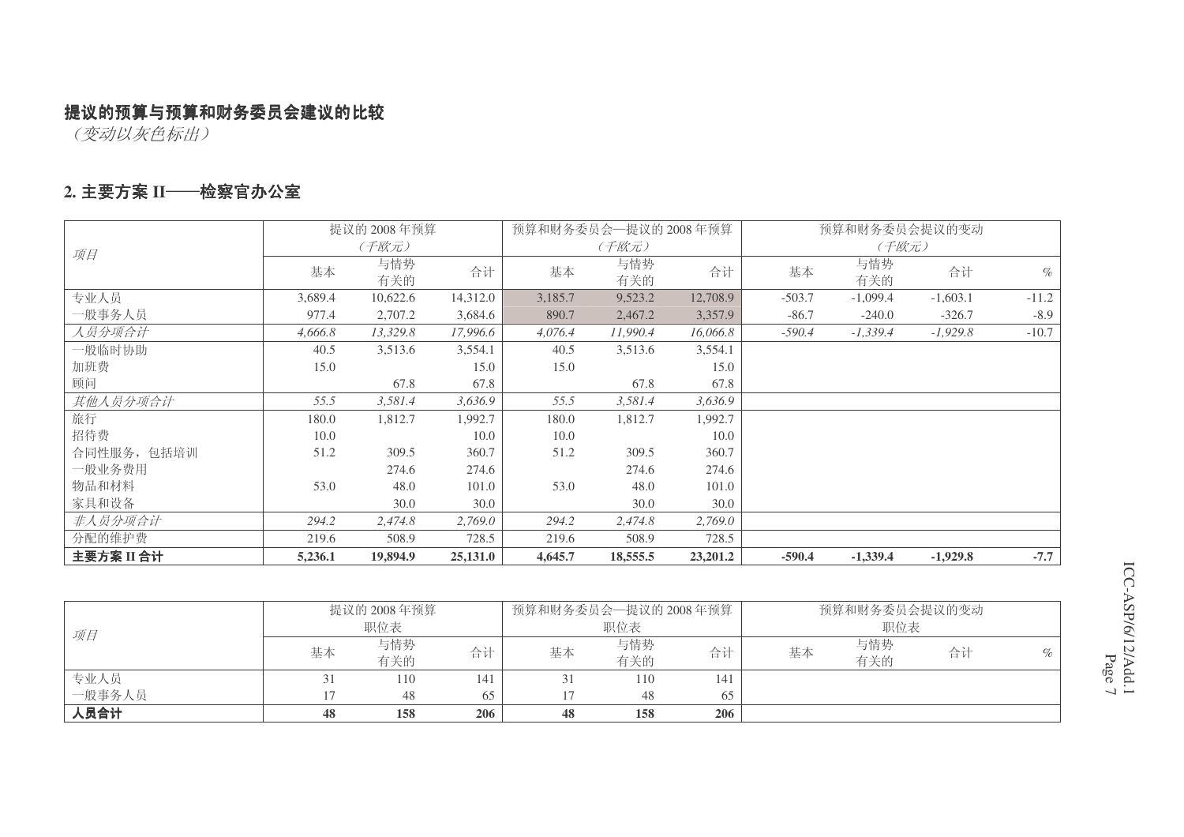**提议的预算与预算和财务委员会建议的比较**

*（变动以灰色标出）*

## 2. 主要方案 II——检察官办公室

| *项目* | 提议的 2008 年预算 *（千欧元）* | | | 预算和财务委员会—提议的 2008 年预算 *（千欧元）* | | | 预算和财务委员会提议的变动 *（千欧元）* | | | |
|---|---|---|---|---|---|---|---|---|---|---|
| | 基本 | 与情势有关的 | 合计 | 基本 | 与情势有关的 | 合计 | 基本 | 与情势有关的 | 合计 | % |
| 专业人员 | 3,689.4 | 10,622.6 | 14,312.0 | 3,185.7 | 9,523.2 | 12,708.9 | -503.7 | -1,099.4 | -1,603.1 | -11.2 |
| 一般事务人员 | 977.4 | 2,707.2 | 3,684.6 | 890.7 | 2,467.2 | 3,357.9 | -86.7 | -240.0 | -326.7 | -8.9 |
| *人员分项合计* | *4,666.8* | *13,329.8* | *17,996.6* | *4,076.4* | *11,990.4* | *16,066.8* | *-590.4* | *-1,339.4* | *-1,929.8* | -10.7 |
| 一般临时协助 | 40.5 | 3,513.6 | 3,554.1 | 40.5 | 3,513.6 | 3,554.1 | | | | |
| 加班费 | 15.0 | | 15.0 | 15.0 | | 15.0 | | | | |
| 顾问 | | 67.8 | 67.8 | | 67.8 | 67.8 | | | | |
| *其他人员分项合计* | *55.5* | *3,581.4* | *3,636.9* | *55.5* | *3,581.4* | *3,636.9* | | | | |
| 旅行 | 180.0 | 1,812.7 | 1,992.7 | 180.0 | 1,812.7 | 1,992.7 | | | | |
| 招待费 | 10.0 | | 10.0 | 10.0 | | 10.0 | | | | |
| 合同性服务，包括培训 | 51.2 | 309.5 | 360.7 | 51.2 | 309.5 | 360.7 | | | | |
| 一般业务费用 | | 274.6 | 274.6 | | 274.6 | 274.6 | | | | |
| 物品和材料 | 53.0 | 48.0 | 101.0 | 53.0 | 48.0 | 101.0 | | | | |
| 家具和设备 | | 30.0 | 30.0 | | 30.0 | 30.0 | | | | |
| *非人员分项合计* | *294.2* | *2,474.8* | *2,769.0* | *294.2* | *2,474.8* | *2,769.0* | | | | |
| 分配的维护费 | 219.6 | 508.9 | 728.5 | 219.6 | 508.9 | 728.5 | | | | |
| **主要方案 II 合计** | **5,236.1** | **19,894.9** | **25,131.0** | **4,645.7** | **18,555.5** | **23,201.2** | **-590.4** | **-1,339.4** | **-1,929.8** | **-7.7** |

| *项目* | 提议的 2008 年预算 职位表 | | | 预算和财务委员会—提议的 2008 年预算 职位表 | | | 预算和财务委员会提议的变动 职位表 | | | |
|---|---|---|---|---|---|---|---|---|---|---|
| | 基本 | 与情势有关的 | 合计 | 基本 | 与情势有关的 | 合计 | 基本 | 与情势有关的 | 合计 | % |
| 专业人员 | 31 | 110 | 141 | 31 | 110 | 141 | | | | |
| 一般事务人员 | 17 | 48 | 65 | 17 | 48 | 65 | | | | |
| **人员合计** | **48** | **158** | **206** | **48** | **158** | **206** | | | | |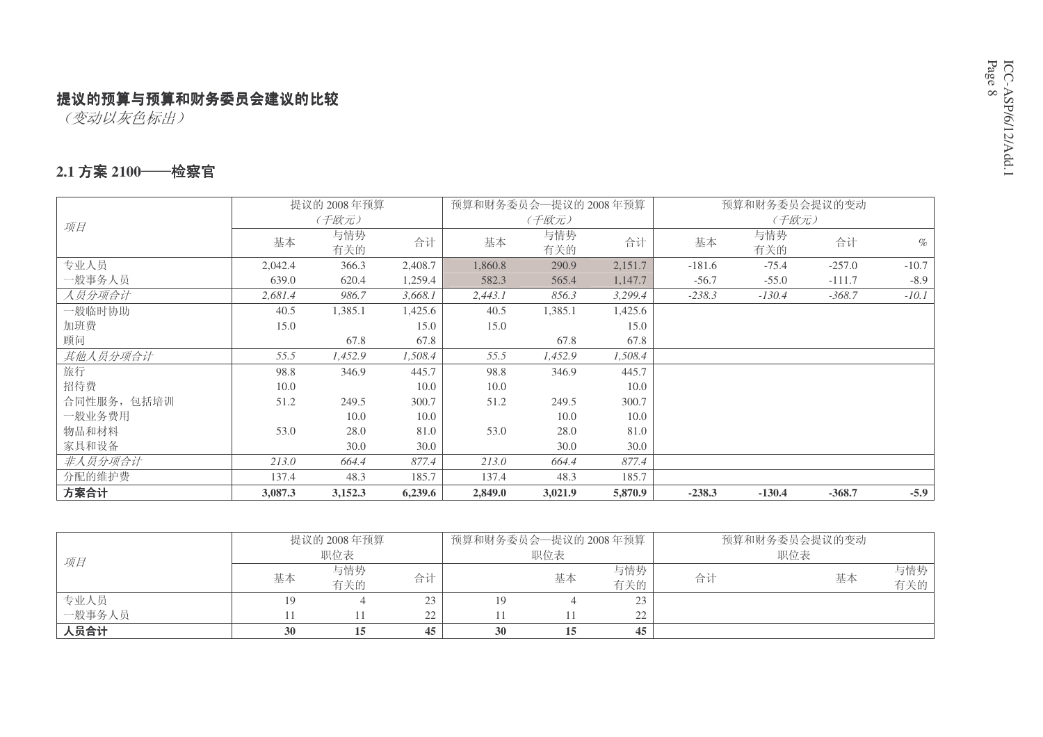# 提议的预算与预算和财务委员会建议的比较

*（变动以灰色标出）*

## 2.1 方案 2100——检察官

| *项目* | 提议的 2008 年预算 *（千欧元）* | | | 预算和财务委员会—提议的 2008 年预算 *（千欧元）* | | | 预算和财务委员会提议的变动 *（千欧元）* | | | |
|---|---|---|---|---|---|---|---|---|---|---|
| | 基本 | 与情势有关的 | 合计 | 基本 | 与情势有关的 | 合计 | 基本 | 与情势有关的 | 合计 | % |
| 专业人员 | 2,042.4 | 366.3 | 2,408.7 | 1,860.8 | 290.9 | 2,151.7 | -181.6 | -75.4 | -257.0 | -10.7 |
| 一般事务人员 | 639.0 | 620.4 | 1,259.4 | 582.3 | 565.4 | 1,147.7 | -56.7 | -55.0 | -111.7 | -8.9 |
| *人员分项合计* | *2,681.4* | *986.7* | *3,668.1* | *2,443.1* | *856.3* | *3,299.4* | *-238.3* | *-130.4* | *-368.7* | *-10.1* |
| 一般临时协助 | 40.5 | 1,385.1 | 1,425.6 | 40.5 | 1,385.1 | 1,425.6 | | | | |
| 加班费 | 15.0 | | 15.0 | 15.0 | | 15.0 | | | | |
| 顾问 | | 67.8 | 67.8 | | 67.8 | 67.8 | | | | |
| *其他人员分项合计* | *55.5* | *1,452.9* | *1,508.4* | *55.5* | *1,452.9* | *1,508.4* | | | | |
| 旅行 | 98.8 | 346.9 | 445.7 | 98.8 | 346.9 | 445.7 | | | | |
| 招待费 | 10.0 | | 10.0 | 10.0 | | 10.0 | | | | |
| 合同性服务，包括培训 | 51.2 | 249.5 | 300.7 | 51.2 | 249.5 | 300.7 | | | | |
| 一般业务费用 | | 10.0 | 10.0 | | 10.0 | 10.0 | | | | |
| 物品和材料 | 53.0 | 28.0 | 81.0 | 53.0 | 28.0 | 81.0 | | | | |
| 家具和设备 | | 30.0 | 30.0 | | 30.0 | 30.0 | | | | |
| *非人员分项合计* | *213.0* | *664.4* | *877.4* | *213.0* | *664.4* | *877.4* | | | | |
| 分配的维护费 | 137.4 | 48.3 | 185.7 | 137.4 | 48.3 | 185.7 | | | | |
| **方案合计** | **3,087.3** | **3,152.3** | **6,239.6** | **2,849.0** | **3,021.9** | **5,870.9** | **-238.3** | **-130.4** | **-368.7** | **-5.9** |

| *项目* | 提议的 2008 年预算 职位表 | | | 预算和财务委员会—提议的 2008 年预算 职位表 | | | 预算和财务委员会提议的变动 职位表 | | | |
|---|---|---|---|---|---|---|---|---|---|---|
| | 基本 | 与情势有关的 | 合计 | | 基本 | 与情势有关的 | 合计 | | 基本 | 与情势有关的 |
| 专业人员 | 19 | 4 | 23 | 19 | 4 | 23 | | | | |
| 一般事务人员 | 11 | 11 | 22 | 11 | 11 | 22 | | | | |
| **人员合计** | **30** | **15** | **45** | **30** | **15** | **45** | | | | |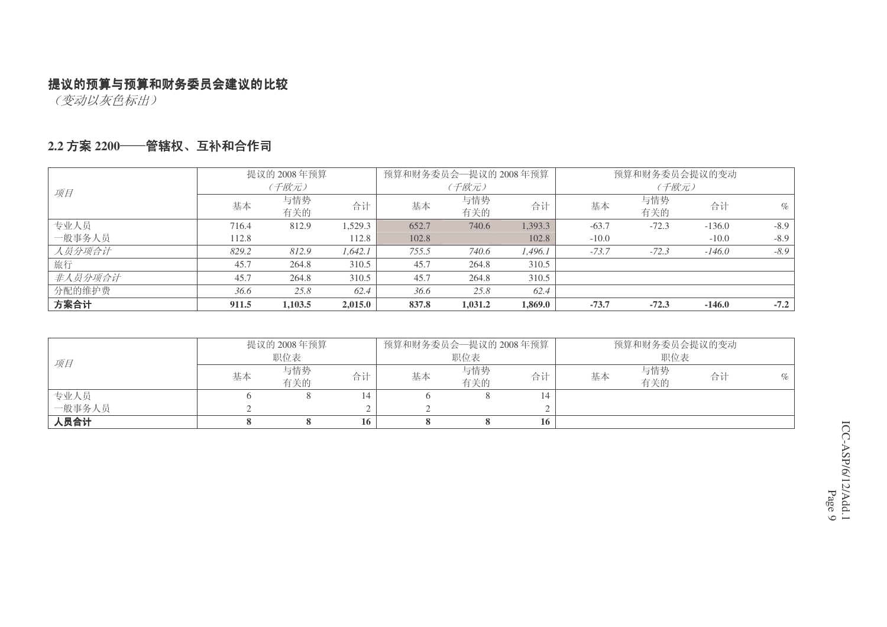**提议的预算与预算和财务委员会建议的比较**

*（变动以灰色标出）*

## 2.2 方案 2200——管辖权、互补和合作司

| *项目* | 提议的 2008 年预算 *（千欧元）* | | | 预算和财务委员会—提议的 2008 年预算 *（千欧元）* | | | 预算和财务委员会提议的变动 *（千欧元）* | | | |
|---|---|---|---|---|---|---|---|---|---|---|
| | 基本 | 与情势有关的 | 合计 | 基本 | 与情势有关的 | 合计 | 基本 | 与情势有关的 | 合计 | % |
| 专业人员 | 716.4 | 812.9 | 1,529.3 | 652.7 | 740.6 | 1,393.3 | -63.7 | -72.3 | -136.0 | -8.9 |
| 一般事务人员 | 112.8 | | 112.8 | 102.8 | | 102.8 | -10.0 | | -10.0 | -8.9 |
| *人员分项合计* | *829.2* | *812.9* | *1,642.1* | *755.5* | *740.6* | *1,496.1* | *-73.7* | *-72.3* | *-146.0* | *-8.9* |
| 旅行 | 45.7 | 264.8 | 310.5 | 45.7 | 264.8 | 310.5 | | | | |
| *非人员分项合计* | 45.7 | 264.8 | 310.5 | 45.7 | 264.8 | 310.5 | | | | |
| 分配的维护费 | *36.6* | *25.8* | *62.4* | *36.6* | *25.8* | *62.4* | | | | |
| **方案合计** | **911.5** | **1,103.5** | **2,015.0** | **837.8** | **1,031.2** | **1,869.0** | **-73.7** | **-72.3** | **-146.0** | **-7.2** |

| *项目* | 提议的 2008 年预算 职位表 | | | 预算和财务委员会—提议的 2008 年预算 职位表 | | | 预算和财务委员会提议的变动 职位表 | | | |
|---|---|---|---|---|---|---|---|---|---|---|
| | 基本 | 与情势有关的 | 合计 | 基本 | 与情势有关的 | 合计 | 基本 | 与情势有关的 | 合计 | % |
| 专业人员 | 6 | 8 | 14 | 6 | 8 | 14 | | | | |
| 一般事务人员 | 2 | | 2 | 2 | | 2 | | | | |
| **人员合计** | **8** | **8** | **16** | **8** | **8** | **16** | | | | |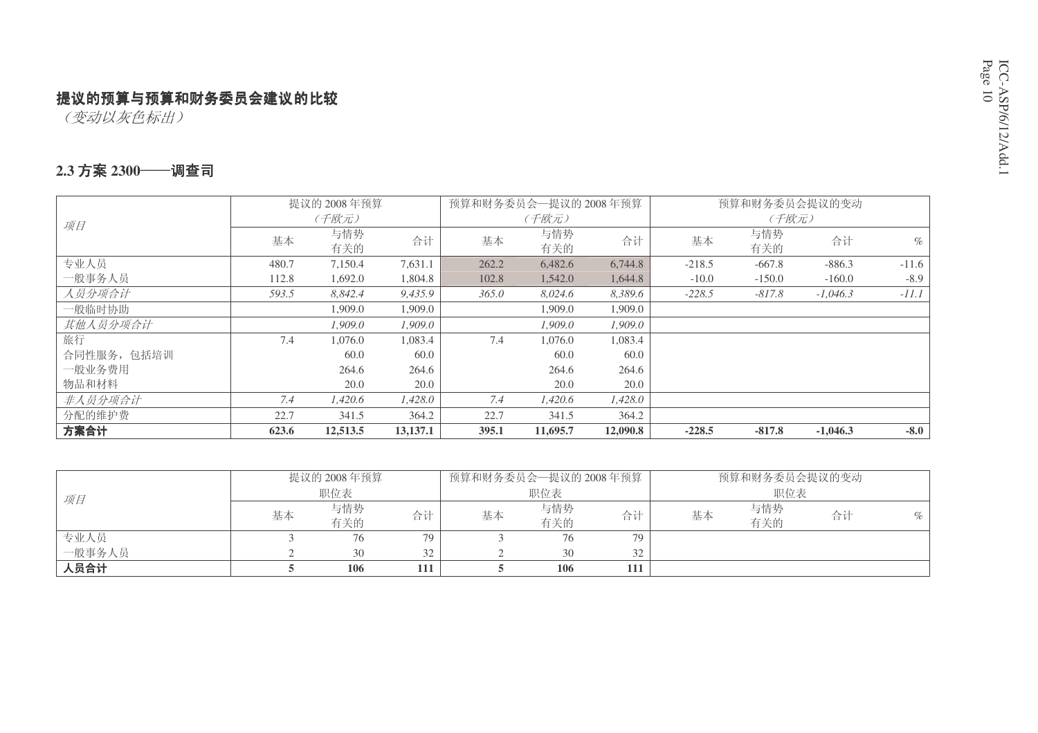## 提议的预算与预算和财务委员会建议的比较

*（变动以灰色标出）*

### 2.3 方案 2300——调查司

| *项目* | 提议的 2008 年预算（千欧元） | | | 预算和财务委员会—提议的 2008 年预算（千欧元） | | | 预算和财务委员会提议的变动（千欧元） | | | |
|---|---|---|---|---|---|---|---|---|---|---|
| | 基本 | 与情势有关的 | 合计 | 基本 | 与情势有关的 | 合计 | 基本 | 与情势有关的 | 合计 | % |
| 专业人员 | 480.7 | 7,150.4 | 7,631.1 | 262.2 | 6,482.6 | 6,744.8 | -218.5 | -667.8 | -886.3 | -11.6 |
| 一般事务人员 | 112.8 | 1,692.0 | 1,804.8 | 102.8 | 1,542.0 | 1,644.8 | -10.0 | -150.0 | -160.0 | -8.9 |
| *人员分项合计* | *593.5* | *8,842.4* | *9,435.9* | *365.0* | *8,024.6* | *8,389.6* | *-228.5* | *-817.8* | *-1,046.3* | *-11.1* |
| 一般临时协助 | | 1,909.0 | 1,909.0 | | 1,909.0 | 1,909.0 | | | | |
| *其他人员分项合计* | | *1,909.0* | *1,909.0* | | *1,909.0* | *1,909.0* | | | | |
| 旅行 | 7.4 | 1,076.0 | 1,083.4 | 7.4 | 1,076.0 | 1,083.4 | | | | |
| 合同性服务，包括培训 | | 60.0 | 60.0 | | 60.0 | 60.0 | | | | |
| 一般业务费用 | | 264.6 | 264.6 | | 264.6 | 264.6 | | | | |
| 物品和材料 | | 20.0 | 20.0 | | 20.0 | 20.0 | | | | |
| *非人员分项合计* | *7.4* | *1,420.6* | *1,428.0* | *7.4* | *1,420.6* | *1,428.0* | | | | |
| 分配的维护费 | 22.7 | 341.5 | 364.2 | 22.7 | 341.5 | 364.2 | | | | |
| **方案合计** | **623.6** | **12,513.5** | **13,137.1** | **395.1** | **11,695.7** | **12,090.8** | **-228.5** | **-817.8** | **-1,046.3** | **-8.0** |

| *项目* | 提议的 2008 年预算职位表 | | | 预算和财务委员会—提议的 2008 年预算职位表 | | | 预算和财务委员会提议的变动职位表 | | | |
|---|---|---|---|---|---|---|---|---|---|---|
| | 基本 | 与情势有关的 | 合计 | 基本 | 与情势有关的 | 合计 | 基本 | 与情势有关的 | 合计 | % |
| 专业人员 | 3 | 76 | 79 | 3 | 76 | 79 | | | | |
| 一般事务人员 | 2 | 30 | 32 | 2 | 30 | 32 | | | | |
| **人员合计** | **5** | **106** | **111** | **5** | **106** | **111** | | | | |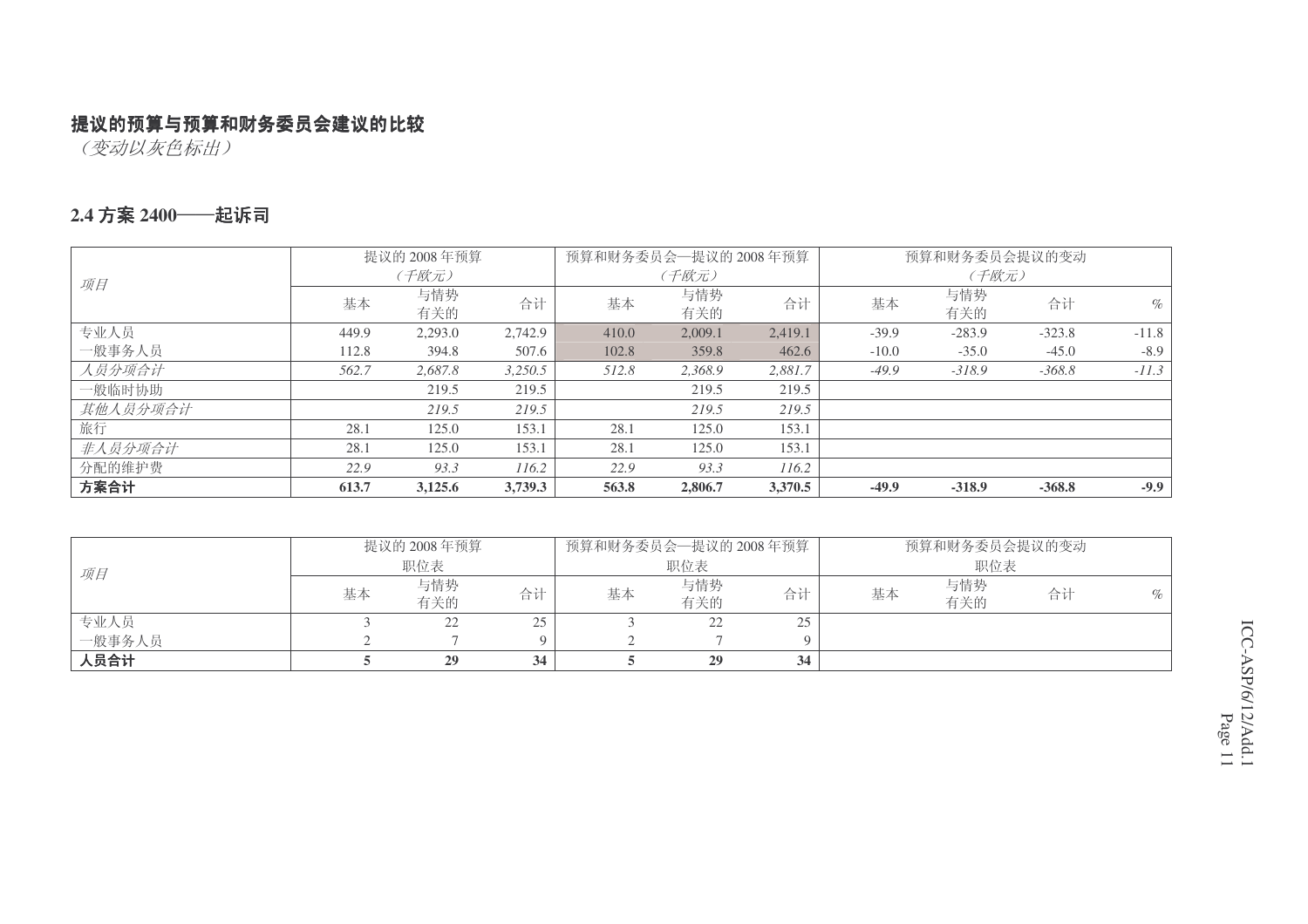**提议的预算与预算和财务委员会建议的比较**

*（变动以灰色标出）*

## 2.4 方案 2400——起诉司

| *项目* | 提议的 2008 年预算 *（千欧元）* | | | 预算和财务委员会—提议的 2008 年预算 *（千欧元）* | | | 预算和财务委员会提议的变动 *（千欧元）* | | | |
|---|---|---|---|---|---|---|---|---|---|---|
| | 基本 | 与情势有关的 | 合计 | 基本 | 与情势有关的 | 合计 | 基本 | 与情势有关的 | 合计 | % |
| 专业人员 | 449.9 | 2,293.0 | 2,742.9 | 410.0 | 2,009.1 | 2,419.1 | -39.9 | -283.9 | -323.8 | -11.8 |
| 一般事务人员 | 112.8 | 394.8 | 507.6 | 102.8 | 359.8 | 462.6 | -10.0 | -35.0 | -45.0 | -8.9 |
| *人员分项合计* | *562.7* | *2,687.8* | *3,250.5* | *512.8* | *2,368.9* | *2,881.7* | *-49.9* | *-318.9* | *-368.8* | *-11.3* |
| 一般临时协助 | | 219.5 | 219.5 | | 219.5 | 219.5 | | | | |
| *其他人员分项合计* | | *219.5* | *219.5* | | *219.5* | *219.5* | | | | |
| 旅行 | 28.1 | 125.0 | 153.1 | 28.1 | 125.0 | 153.1 | | | | |
| *非人员分项合计* | 28.1 | 125.0 | 153.1 | 28.1 | 125.0 | 153.1 | | | | |
| 分配的维护费 | *22.9* | *93.3* | *116.2* | *22.9* | *93.3* | *116.2* | | | | |
| **方案合计** | **613.7** | **3,125.6** | **3,739.3** | **563.8** | **2,806.7** | **3,370.5** | **-49.9** | **-318.9** | **-368.8** | **-9.9** |

| *项目* | 提议的 2008 年预算 职位表 | | | 预算和财务委员会—提议的 2008 年预算 职位表 | | | 预算和财务委员会提议的变动 职位表 | | | |
|---|---|---|---|---|---|---|---|---|---|---|
| | 基本 | 与情势有关的 | 合计 | 基本 | 与情势有关的 | 合计 | 基本 | 与情势有关的 | 合计 | % |
| 专业人员 | 3 | 22 | 25 | 3 | 22 | 25 | | | | |
| 一般事务人员 | 2 | 7 | 9 | 2 | 7 | 9 | | | | |
| **人员合计** | **5** | **29** | **34** | **5** | **29** | **34** | | | | |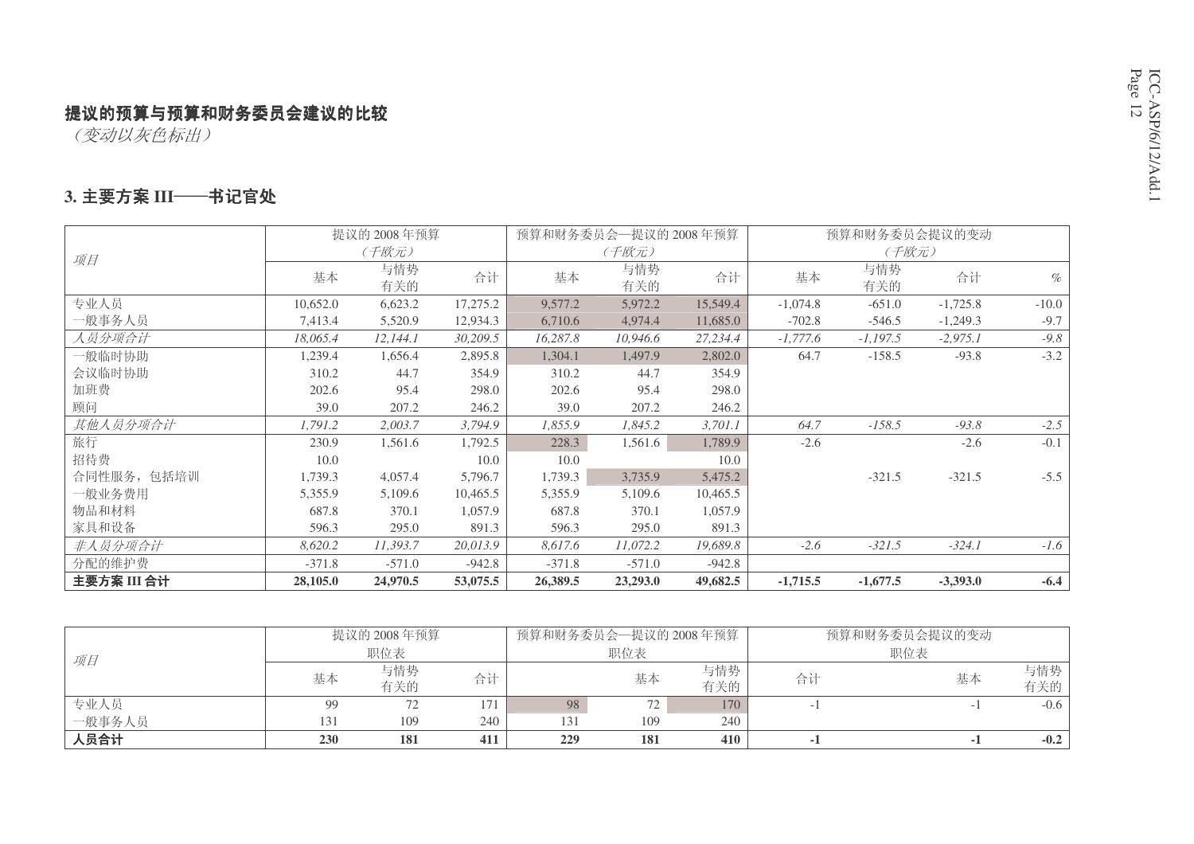## 提议的预算与预算和财务委员会建议的比较

*（变动以灰色标出）*

## 3. 主要方案 III——书记官处

| 项目 | 提议的 2008 年预算（千欧元） | | | 预算和财务委员会—提议的 2008 年预算（千欧元） | | | 预算和财务委员会提议的变动（千欧元） | | | |
|---|---|---|---|---|---|---|---|---|---|---|
| | 基本 | 与情势有关的 | 合计 | 基本 | 与情势有关的 | 合计 | 基本 | 与情势有关的 | 合计 | % |
| 专业人员 | 10,652.0 | 6,623.2 | 17,275.2 | 9,577.2 | 5,972.2 | 15,549.4 | -1,074.8 | -651.0 | -1,725.8 | -10.0 |
| 一般事务人员 | 7,413.4 | 5,520.9 | 12,934.3 | 6,710.6 | 4,974.4 | 11,685.0 | -702.8 | -546.5 | -1,249.3 | -9.7 |
| *人员分项合计* | *18,065.4* | *12,144.1* | *30,209.5* | *16,287.8* | *10,946.6* | *27,234.4* | *-1,777.6* | *-1,197.5* | *-2,975.1* | *-9.8* |
| 一般临时协助 | 1,239.4 | 1,656.4 | 2,895.8 | 1,304.1 | 1,497.9 | 2,802.0 | 64.7 | -158.5 | -93.8 | -3.2 |
| 会议临时协助 | 310.2 | 44.7 | 354.9 | 310.2 | 44.7 | 354.9 | | | | |
| 加班费 | 202.6 | 95.4 | 298.0 | 202.6 | 95.4 | 298.0 | | | | |
| 顾问 | 39.0 | 207.2 | 246.2 | 39.0 | 207.2 | 246.2 | | | | |
| *其他人员分项合计* | *1,791.2* | *2,003.7* | *3,794.9* | *1,855.9* | *1,845.2* | *3,701.1* | *64.7* | *-158.5* | *-93.8* | *-2.5* |
| 旅行 | 230.9 | 1,561.6 | 1,792.5 | 228.3 | 1,561.6 | 1,789.9 | -2.6 | | -2.6 | -0.1 |
| 招待费 | 10.0 | | 10.0 | 10.0 | | 10.0 | | | | |
| 合同性服务，包括培训 | 1,739.3 | 4,057.4 | 5,796.7 | 1,739.3 | 3,735.9 | 5,475.2 | | -321.5 | -321.5 | -5.5 |
| 一般业务费用 | 5,355.9 | 5,109.6 | 10,465.5 | 5,355.9 | 5,109.6 | 10,465.5 | | | | |
| 物品和材料 | 687.8 | 370.1 | 1,057.9 | 687.8 | 370.1 | 1,057.9 | | | | |
| 家具和设备 | 596.3 | 295.0 | 891.3 | 596.3 | 295.0 | 891.3 | | | | |
| *非人员分项合计* | *8,620.2* | *11,393.7* | *20,013.9* | *8,617.6* | *11,072.2* | *19,689.8* | *-2.6* | *-321.5* | *-324.1* | *-1.6* |
| 分配的维护费 | -371.8 | -571.0 | -942.8 | -371.8 | -571.0 | -942.8 | | | | |
| **主要方案 III 合计** | **28,105.0** | **24,970.5** | **53,075.5** | **26,389.5** | **23,293.0** | **49,682.5** | **-1,715.5** | **-1,677.5** | **-3,393.0** | **-6.4** |

| 项目 | 提议的 2008 年预算 职位表 | | | 预算和财务委员会—提议的 2008 年预算 职位表 | | | 预算和财务委员会提议的变动 职位表 | | | |
|---|---|---|---|---|---|---|---|---|---|---|
| | 基本 | 与情势有关的 | 合计 | | 基本 | 与情势有关的 | 合计 | | 基本 | 与情势有关的 |
| 专业人员 | 99 | 72 | 171 | 98 | 72 | 170 | -1 | | -1 | -0.6 |
| 一般事务人员 | 131 | 109 | 240 | 131 | 109 | 240 | | | | |
| **人员合计** | **230** | **181** | **411** | **229** | **181** | **410** | **-1** | | **-1** | **-0.2** |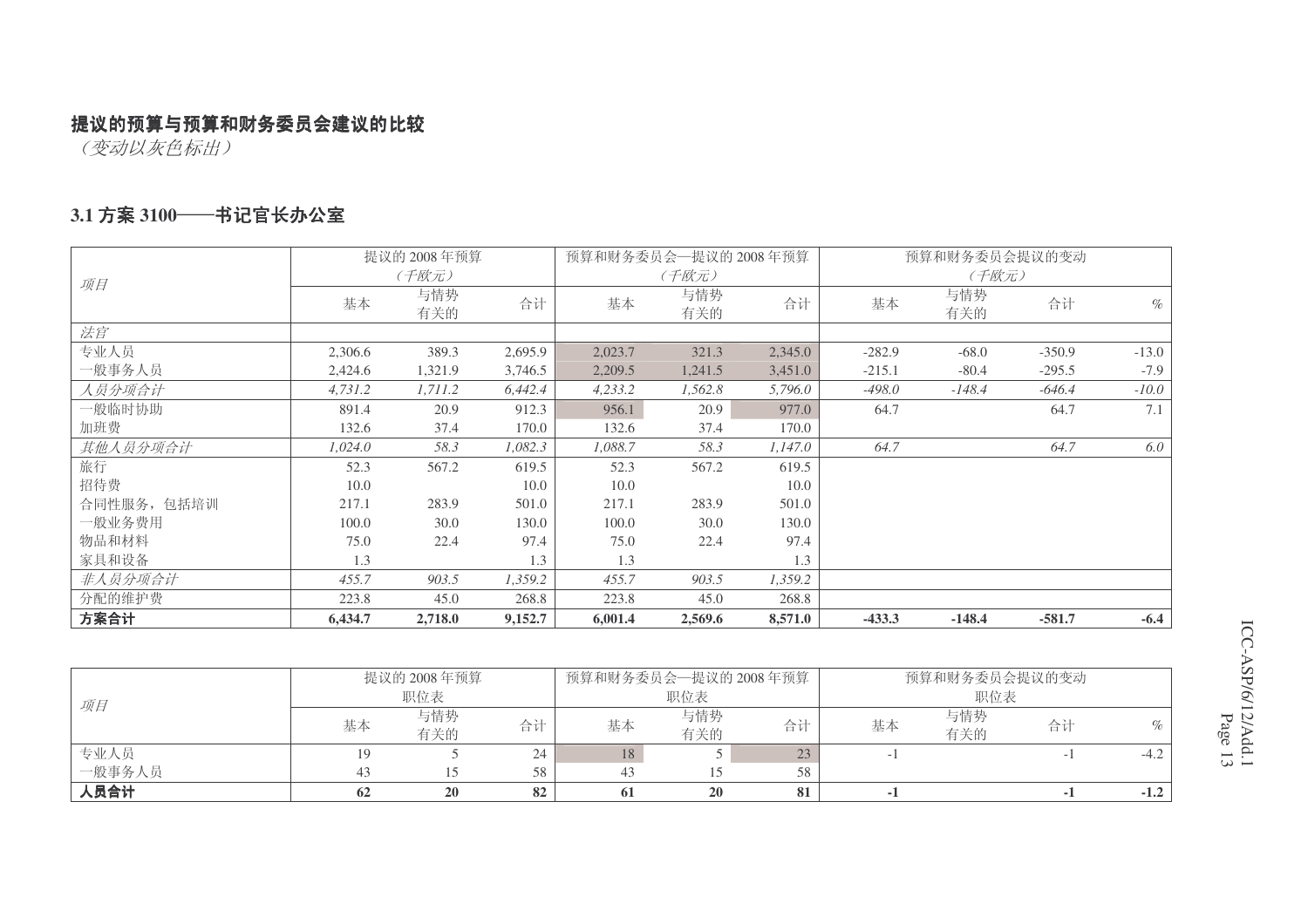**提议的预算与预算和财务委员会建议的比较**

*（变动以灰色标出）*

### 3.1 方案 3100——书记官长办公室

| *项目* | 提议的 2008 年预算 *（千欧元）* | | | 预算和财务委员会—提议的 2008 年预算 *（千欧元）* | | | 预算和财务委员会提议的变动 *（千欧元）* | | | |
|---|---|---|---|---|---|---|---|---|---|---|
| | 基本 | 与情势有关的 | 合计 | 基本 | 与情势有关的 | 合计 | 基本 | 与情势有关的 | 合计 | % |
| *法官* | | | | | | | | | | |
| 专业人员 | 2,306.6 | 389.3 | 2,695.9 | 2,023.7 | 321.3 | 2,345.0 | -282.9 | -68.0 | -350.9 | -13.0 |
| 一般事务人员 | 2,424.6 | 1,321.9 | 3,746.5 | 2,209.5 | 1,241.5 | 3,451.0 | -215.1 | -80.4 | -295.5 | -7.9 |
| *人员分项合计* | *4,731.2* | *1,711.2* | *6,442.4* | *4,233.2* | *1,562.8* | *5,796.0* | *-498.0* | *-148.4* | *-646.4* | *-10.0* |
| 一般临时协助 | 891.4 | 20.9 | 912.3 | 956.1 | 20.9 | 977.0 | 64.7 | | 64.7 | 7.1 |
| 加班费 | 132.6 | 37.4 | 170.0 | 132.6 | 37.4 | 170.0 | | | | |
| *其他人员分项合计* | *1,024.0* | *58.3* | *1,082.3* | *1,088.7* | *58.3* | *1,147.0* | *64.7* | | *64.7* | *6.0* |
| 旅行 | 52.3 | 567.2 | 619.5 | 52.3 | 567.2 | 619.5 | | | | |
| 招待费 | 10.0 | | 10.0 | 10.0 | | 10.0 | | | | |
| 合同性服务，包括培训 | 217.1 | 283.9 | 501.0 | 217.1 | 283.9 | 501.0 | | | | |
| 一般业务费用 | 100.0 | 30.0 | 130.0 | 100.0 | 30.0 | 130.0 | | | | |
| 物品和材料 | 75.0 | 22.4 | 97.4 | 75.0 | 22.4 | 97.4 | | | | |
| 家具和设备 | 1.3 | | 1.3 | 1.3 | | 1.3 | | | | |
| *非人员分项合计* | *455.7* | *903.5* | *1,359.2* | *455.7* | *903.5* | *1,359.2* | | | | |
| 分配的维护费 | 223.8 | 45.0 | 268.8 | 223.8 | 45.0 | 268.8 | | | | |
| **方案合计** | **6,434.7** | **2,718.0** | **9,152.7** | **6,001.4** | **2,569.6** | **8,571.0** | **-433.3** | **-148.4** | **-581.7** | **-6.4** |

| *项目* | 提议的 2008 年预算 职位表 | | | 预算和财务委员会—提议的 2008 年预算 职位表 | | | 预算和财务委员会提议的变动 职位表 | | | |
|---|---|---|---|---|---|---|---|---|---|---|
| | 基本 | 与情势有关的 | 合计 | 基本 | 与情势有关的 | 合计 | 基本 | 与情势有关的 | 合计 | % |
| 专业人员 | 19 | 5 | 24 | 18 | 5 | 23 | -1 | | -1 | -4.2 |
| 一般事务人员 | 43 | 15 | 58 | 43 | 15 | 58 | | | | |
| **人员合计** | **62** | **20** | **82** | **61** | **20** | **81** | **-1** | | **-1** | **-1.2** |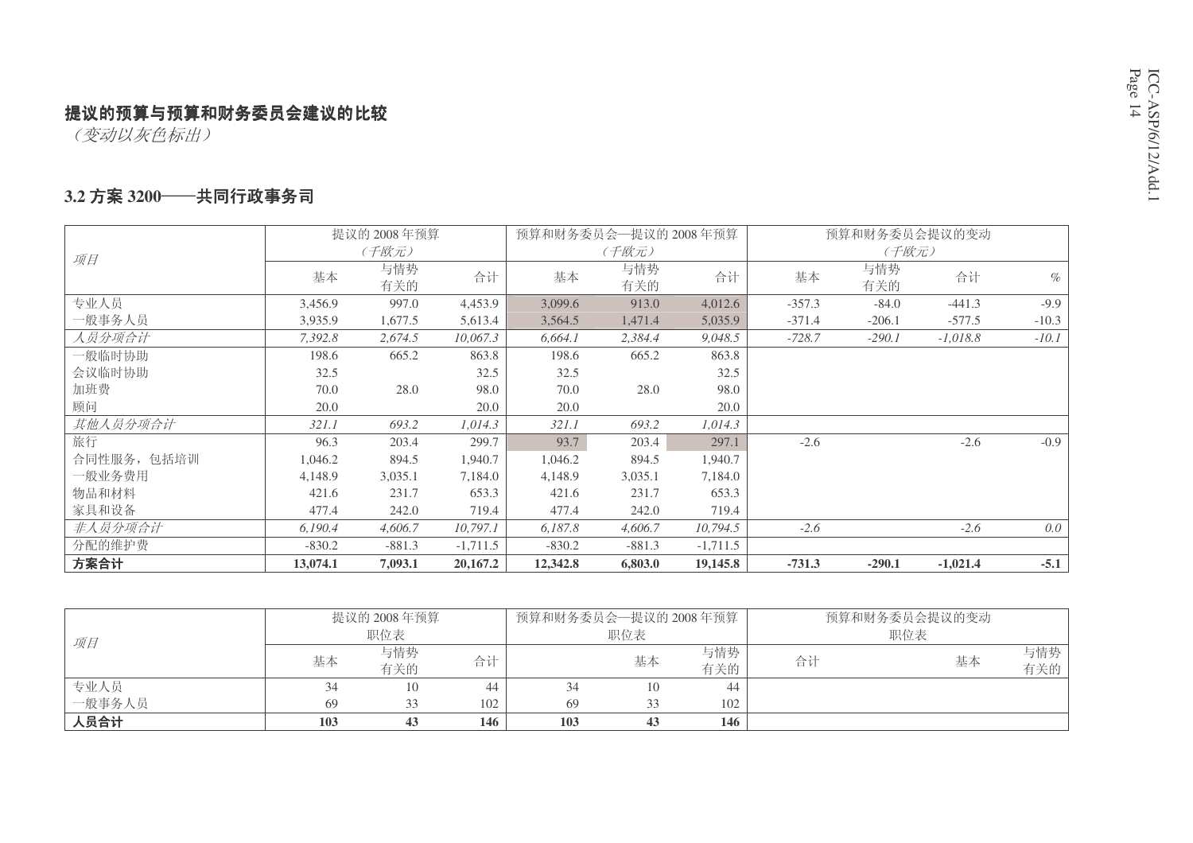## 提议的预算与预算和财务委员会建议的比较

*（变动以灰色标出）*

### 3.2 方案 3200——共同行政事务司

| *项目* | 提议的 2008 年预算（千欧元） | | | 预算和财务委员会—提议的 2008 年预算（千欧元） | | | 预算和财务委员会提议的变动（千欧元） | | | |
|---|---|---|---|---|---|---|---|---|---|---|
| | 基本 | 与情势有关的 | 合计 | 基本 | 与情势有关的 | 合计 | 基本 | 与情势有关的 | 合计 | % |
| 专业人员 | 3,456.9 | 997.0 | 4,453.9 | 3,099.6 | 913.0 | 4,012.6 | -357.3 | -84.0 | -441.3 | -9.9 |
| 一般事务人员 | 3,935.9 | 1,677.5 | 5,613.4 | 3,564.5 | 1,471.4 | 5,035.9 | -371.4 | -206.1 | -577.5 | -10.3 |
| *人员分项合计* | *7,392.8* | *2,674.5* | *10,067.3* | *6,664.1* | *2,384.4* | *9,048.5* | *-728.7* | *-290.1* | *-1,018.8* | *-10.1* |
| 一般临时协助 | 198.6 | 665.2 | 863.8 | 198.6 | 665.2 | 863.8 | | | | |
| 会议临时协助 | 32.5 | | 32.5 | 32.5 | | 32.5 | | | | |
| 加班费 | 70.0 | 28.0 | 98.0 | 70.0 | 28.0 | 98.0 | | | | |
| 顾问 | 20.0 | | 20.0 | 20.0 | | 20.0 | | | | |
| *其他人员分项合计* | *321.1* | *693.2* | *1,014.3* | *321.1* | *693.2* | *1,014.3* | | | | |
| 旅行 | 96.3 | 203.4 | 299.7 | 93.7 | 203.4 | 297.1 | -2.6 | | -2.6 | -0.9 |
| 合同性服务，包括培训 | 1,046.2 | 894.5 | 1,940.7 | 1,046.2 | 894.5 | 1,940.7 | | | | |
| 一般业务费用 | 4,148.9 | 3,035.1 | 7,184.0 | 4,148.9 | 3,035.1 | 7,184.0 | | | | |
| 物品和材料 | 421.6 | 231.7 | 653.3 | 421.6 | 231.7 | 653.3 | | | | |
| 家具和设备 | 477.4 | 242.0 | 719.4 | 477.4 | 242.0 | 719.4 | | | | |
| *非人员分项合计* | *6,190.4* | *4,606.7* | *10,797.1* | *6,187.8* | *4,606.7* | *10,794.5* | *-2.6* | | *-2.6* | *0.0* |
| 分配的维护费 | -830.2 | -881.3 | -1,711.5 | -830.2 | -881.3 | -1,711.5 | | | | |
| **方案合计** | **13,074.1** | **7,093.1** | **20,167.2** | **12,342.8** | **6,803.0** | **19,145.8** | **-731.3** | **-290.1** | **-1,021.4** | **-5.1** |

| *项目* | 提议的 2008 年预算职位表 | | | 预算和财务委员会—提议的 2008 年预算职位表 | | | 预算和财务委员会提议的变动职位表 | | |
|---|---|---|---|---|---|---|---|---|---|
| | 基本 | 与情势有关的 | 合计 | | 基本 | 与情势有关的 | 合计 | 基本 | 与情势有关的 |
| 专业人员 | 34 | 10 | 44 | 34 | 10 | 44 | | | |
| 一般事务人员 | 69 | 33 | 102 | 69 | 33 | 102 | | | |
| **人员合计** | **103** | **43** | **146** | **103** | **43** | **146** | | | |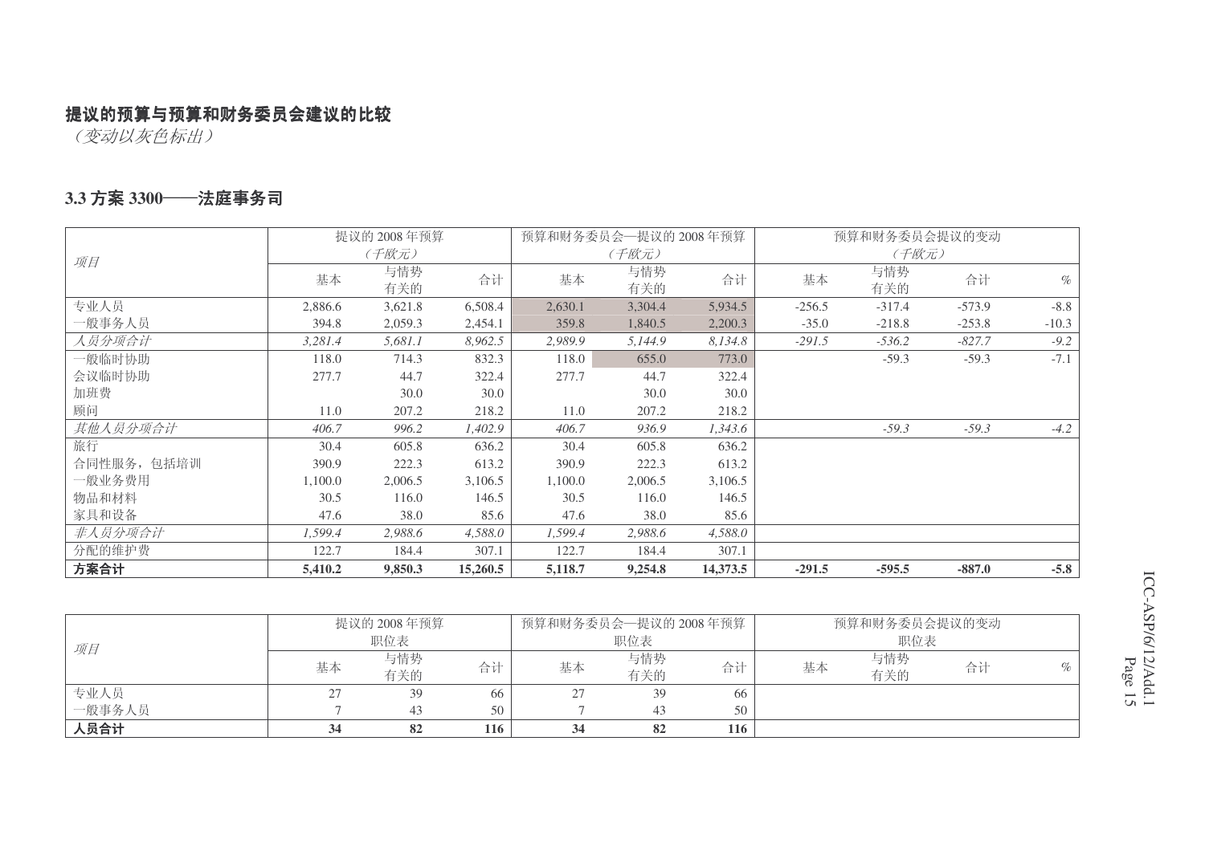**提议的预算与预算和财务委员会建议的比较**

*（变动以灰色标出）*

## 3.3 方案 3300——法庭事务司

| *项目* | 提议的 2008 年预算（千欧元） | | | 预算和财务委员会—提议的 2008 年预算（千欧元） | | | 预算和财务委员会提议的变动（千欧元） | | | |
|---|---|---|---|---|---|---|---|---|---|---|
| | 基本 | 与情势有关的 | 合计 | 基本 | 与情势有关的 | 合计 | 基本 | 与情势有关的 | 合计 | % |
| 专业人员 | 2,886.6 | 3,621.8 | 6,508.4 | 2,630.1 | 3,304.4 | 5,934.5 | -256.5 | -317.4 | -573.9 | -8.8 |
| 一般事务人员 | 394.8 | 2,059.3 | 2,454.1 | 359.8 | 1,840.5 | 2,200.3 | -35.0 | -218.8 | -253.8 | -10.3 |
| *人员分项合计* | *3,281.4* | *5,681.1* | *8,962.5* | *2,989.9* | *5,144.9* | *8,134.8* | *-291.5* | *-536.2* | *-827.7* | *-9.2* |
| 一般临时协助 | 118.0 | 714.3 | 832.3 | 118.0 | 655.0 | 773.0 | | -59.3 | -59.3 | -7.1 |
| 会议临时协助 | 277.7 | 44.7 | 322.4 | 277.7 | 44.7 | 322.4 | | | | |
| 加班费 | | 30.0 | 30.0 | | 30.0 | 30.0 | | | | |
| 顾问 | 11.0 | 207.2 | 218.2 | 11.0 | 207.2 | 218.2 | | | | |
| *其他人员分项合计* | *406.7* | *996.2* | *1,402.9* | *406.7* | *936.9* | *1,343.6* | | *-59.3* | *-59.3* | *-4.2* |
| 旅行 | 30.4 | 605.8 | 636.2 | 30.4 | 605.8 | 636.2 | | | | |
| 合同性服务，包括培训 | 390.9 | 222.3 | 613.2 | 390.9 | 222.3 | 613.2 | | | | |
| 一般业务费用 | 1,100.0 | 2,006.5 | 3,106.5 | 1,100.0 | 2,006.5 | 3,106.5 | | | | |
| 物品和材料 | 30.5 | 116.0 | 146.5 | 30.5 | 116.0 | 146.5 | | | | |
| 家具和设备 | 47.6 | 38.0 | 85.6 | 47.6 | 38.0 | 85.6 | | | | |
| *非人员分项合计* | *1,599.4* | *2,988.6* | *4,588.0* | *1,599.4* | *2,988.6* | *4,588.0* | | | | |
| 分配的维护费 | 122.7 | 184.4 | 307.1 | 122.7 | 184.4 | 307.1 | | | | |
| **方案合计** | **5,410.2** | **9,850.3** | **15,260.5** | **5,118.7** | **9,254.8** | **14,373.5** | **-291.5** | **-595.5** | **-887.0** | **-5.8** |

| *项目* | 提议的 2008 年预算职位表 | | | 预算和财务委员会—提议的 2008 年预算职位表 | | | 预算和财务委员会提议的变动职位表 | | | |
|---|---|---|---|---|---|---|---|---|---|---|
| | 基本 | 与情势有关的 | 合计 | 基本 | 与情势有关的 | 合计 | 基本 | 与情势有关的 | 合计 | % |
| 专业人员 | 27 | 39 | 66 | 27 | 39 | 66 | | | | |
| 一般事务人员 | 7 | 43 | 50 | 7 | 43 | 50 | | | | |
| **人员合计** | **34** | **82** | **116** | **34** | **82** | **116** | | | | |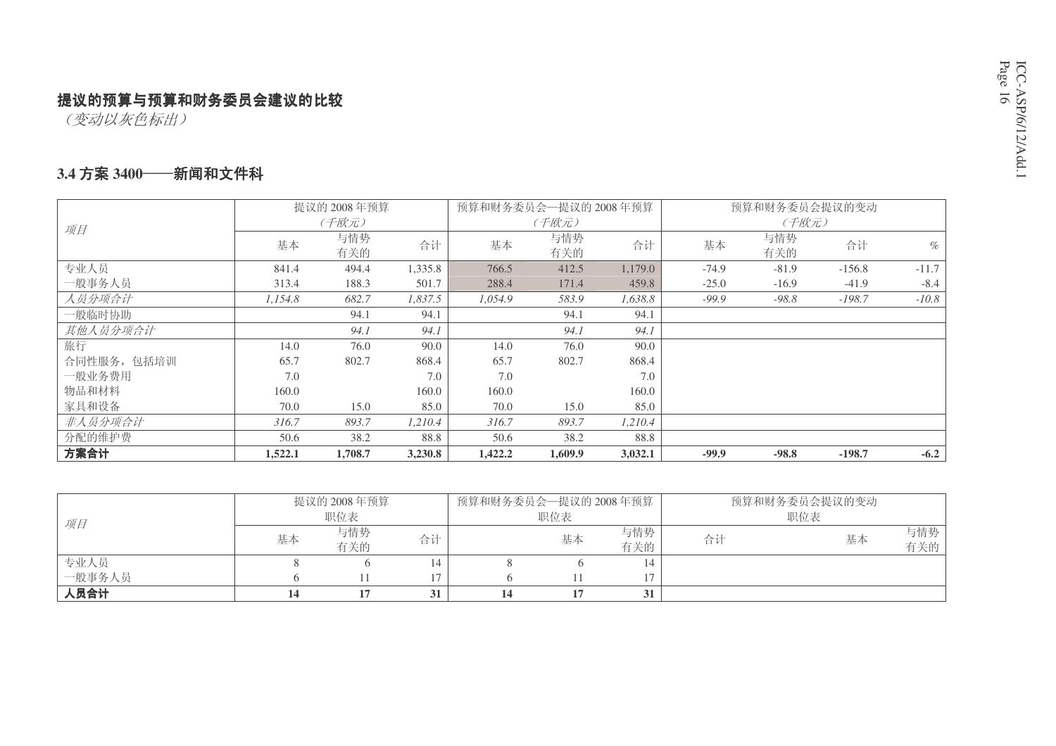**提议的预算与预算和财务委员会建议的比较**

*（变动以灰色标出）*

### 3.4 方案 3400——新闻和文件科

| *项目* | 提议的 2008 年预算 *（千欧元）* | | | 预算和财务委员会—提议的 2008 年预算 *（千欧元）* | | | 预算和财务委员会提议的变动 *（千欧元）* | | | |
|---|---|---|---|---|---|---|---|---|---|---|
| | 基本 | 与情势有关的 | 合计 | 基本 | 与情势有关的 | 合计 | 基本 | 与情势有关的 | 合计 | % |
| 专业人员 | 841.4 | 494.4 | 1,335.8 | 766.5 | 412.5 | 1,179.0 | -74.9 | -81.9 | -156.8 | -11.7 |
| 一般事务人员 | 313.4 | 188.3 | 501.7 | 288.4 | 171.4 | 459.8 | -25.0 | -16.9 | -41.9 | -8.4 |
| *人员分项合计* | *1,154.8* | *682.7* | *1,837.5* | *1,054.9* | *583.9* | *1,638.8* | *-99.9* | *-98.8* | *-198.7* | *-10.8* |
| 一般临时协助 | | 94.1 | 94.1 | | 94.1 | 94.1 | | | | |
| *其他人员分项合计* | | *94.1* | *94.1* | | *94.1* | *94.1* | | | | |
| 旅行 | 14.0 | 76.0 | 90.0 | 14.0 | 76.0 | 90.0 | | | | |
| 合同性服务，包括培训 | 65.7 | 802.7 | 868.4 | 65.7 | 802.7 | 868.4 | | | | |
| 一般业务费用 | 7.0 | | 7.0 | 7.0 | | 7.0 | | | | |
| 物品和材料 | 160.0 | | 160.0 | 160.0 | | 160.0 | | | | |
| 家具和设备 | 70.0 | 15.0 | 85.0 | 70.0 | 15.0 | 85.0 | | | | |
| *非人员分项合计* | *316.7* | *893.7* | *1,210.4* | *316.7* | *893.7* | *1,210.4* | | | | |
| 分配的维护费 | 50.6 | 38.2 | 88.8 | 50.6 | 38.2 | 88.8 | | | | |
| **方案合计** | **1,522.1** | **1,708.7** | **3,230.8** | **1,422.2** | **1,609.9** | **3,032.1** | **-99.9** | **-98.8** | **-198.7** | **-6.2** |

| *项目* | 提议的 2008 年预算 职位表 | | | 预算和财务委员会—提议的 2008 年预算 职位表 | | | 预算和财务委员会提议的变动 职位表 | | |
|---|---|---|---|---|---|---|---|---|---|
| | 基本 | 与情势有关的 | 合计 | | 基本 | 与情势有关的 | 合计 | 基本 | 与情势有关的 |
| 专业人员 | 8 | 6 | 14 | 8 | 6 | 14 | | | |
| 一般事务人员 | 6 | 11 | 17 | 6 | 11 | 17 | | | |
| **人员合计** | **14** | **17** | **31** | **14** | **17** | **31** | | | |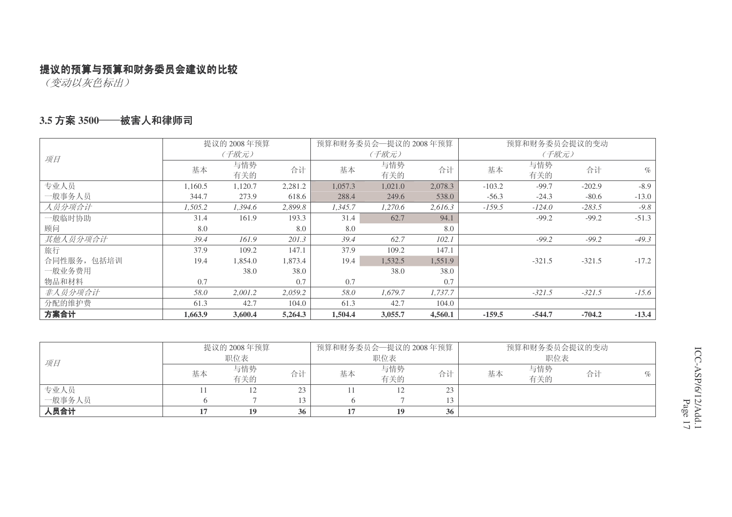**提议的预算与预算和财务委员会建议的比较**

*（变动以灰色标出）*

### 3.5 方案 3500——被害人和律师司

| *项目* | 提议的 2008 年预算 *（千欧元）* | | | 预算和财务委员会—提议的 2008 年预算 *（千欧元）* | | | 预算和财务委员会提议的变动 *（千欧元）* | | | |
|---|---|---|---|---|---|---|---|---|---|---|
| | 基本 | 与情势有关的 | 合计 | 基本 | 与情势有关的 | 合计 | 基本 | 与情势有关的 | 合计 | % |
| 专业人员 | 1,160.5 | 1,120.7 | 2,281.2 | 1,057.3 | 1,021.0 | 2,078.3 | -103.2 | -99.7 | -202.9 | -8.9 |
| 一般事务人员 | 344.7 | 273.9 | 618.6 | 288.4 | 249.6 | 538.0 | -56.3 | -24.3 | -80.6 | -13.0 |
| *人员分项合计* | *1,505.2* | *1,394.6* | *2,899.8* | *1,345.7* | *1,270.6* | *2,616.3* | *-159.5* | *-124.0* | *-283.5* | *-9.8* |
| 一般临时协助 | 31.4 | 161.9 | 193.3 | 31.4 | 62.7 | 94.1 | | -99.2 | -99.2 | -51.3 |
| 顾问 | 8.0 | | 8.0 | 8.0 | | 8.0 | | | | |
| *其他人员分项合计* | *39.4* | *161.9* | *201.3* | *39.4* | *62.7* | *102.1* | | *-99.2* | *-99.2* | *-49.3* |
| 旅行 | 37.9 | 109.2 | 147.1 | 37.9 | 109.2 | 147.1 | | | | |
| 合同性服务，包括培训 | 19.4 | 1,854.0 | 1,873.4 | 19.4 | 1,532.5 | 1,551.9 | | -321.5 | -321.5 | -17.2 |
| 一般业务费用 | | 38.0 | 38.0 | | 38.0 | 38.0 | | | | |
| 物品和材料 | 0.7 | | 0.7 | 0.7 | | 0.7 | | | | |
| *非人员分项合计* | *58.0* | *2,001.2* | *2,059.2* | *58.0* | *1,679.7* | *1,737.7* | | *-321.5* | *-321.5* | *-15.6* |
| 分配的维护费 | 61.3 | 42.7 | 104.0 | 61.3 | 42.7 | 104.0 | | | | |
| **方案合计** | **1,663.9** | **3,600.4** | **5,264.3** | **1,504.4** | **3,055.7** | **4,560.1** | **-159.5** | **-544.7** | **-704.2** | **-13.4** |

| *项目* | 提议的 2008 年预算 职位表 | | | 预算和财务委员会—提议的 2008 年预算 职位表 | | | 预算和财务委员会提议的变动 职位表 | | | |
|---|---|---|---|---|---|---|---|---|---|---|
| | 基本 | 与情势有关的 | 合计 | 基本 | 与情势有关的 | 合计 | 基本 | 与情势有关的 | 合计 | % |
| 专业人员 | 11 | 12 | 23 | 11 | 12 | 23 | | | | |
| 一般事务人员 | 6 | 7 | 13 | 6 | 7 | 13 | | | | |
| **人员合计** | **17** | **19** | **36** | **17** | **19** | **36** | | | | |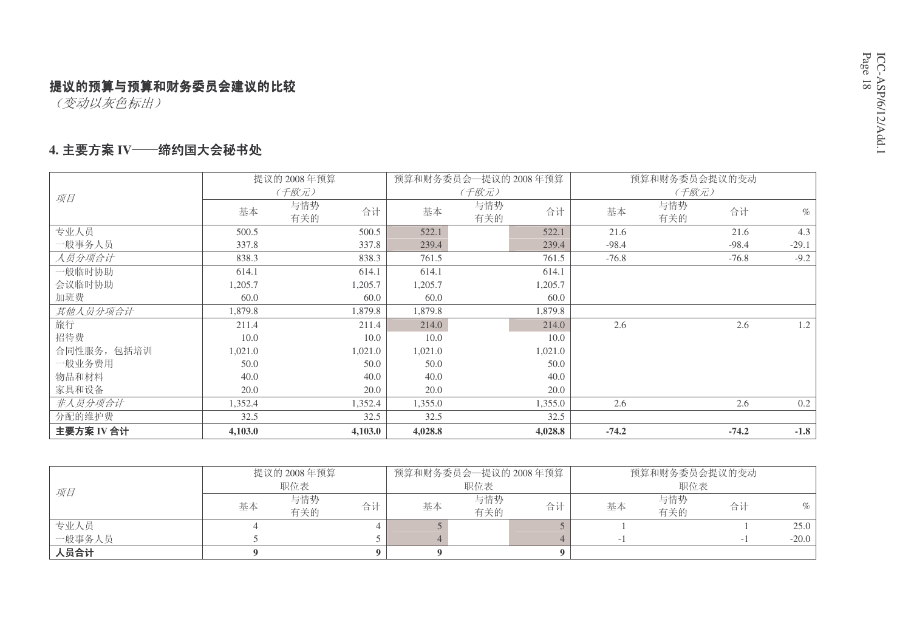**提议的预算与预算和财务委员会建议的比较**

*（变动以灰色标出）*

## 4. 主要方案 IV——缔约国大会秘书处

| *项目* | 提议的 2008 年预算 *（千欧元）* | | | 预算和财务委员会—提议的 2008 年预算 *（千欧元）* | | | 预算和财务委员会提议的变动 *（千欧元）* | | | |
|---|---|---|---|---|---|---|---|---|---|---|
| | 基本 | 与情势有关的 | 合计 | 基本 | 与情势有关的 | 合计 | 基本 | 与情势有关的 | 合计 | % |
| 专业人员 | 500.5 | | 500.5 | 522.1 | | 522.1 | 21.6 | | 21.6 | 4.3 |
| 一般事务人员 | 337.8 | | 337.8 | 239.4 | | 239.4 | -98.4 | | -98.4 | -29.1 |
| *人员分项合计* | 838.3 | | 838.3 | 761.5 | | 761.5 | -76.8 | | -76.8 | -9.2 |
| 一般临时协助 | 614.1 | | 614.1 | 614.1 | | 614.1 | | | | |
| 会议临时协助 | 1,205.7 | | 1,205.7 | 1,205.7 | | 1,205.7 | | | | |
| 加班费 | 60.0 | | 60.0 | 60.0 | | 60.0 | | | | |
| *其他人员分项合计* | 1,879.8 | | 1,879.8 | 1,879.8 | | 1,879.8 | | | | |
| 旅行 | 211.4 | | 211.4 | 214.0 | | 214.0 | 2.6 | | 2.6 | 1.2 |
| 招待费 | 10.0 | | 10.0 | 10.0 | | 10.0 | | | | |
| 合同性服务，包括培训 | 1,021.0 | | 1,021.0 | 1,021.0 | | 1,021.0 | | | | |
| 一般业务费用 | 50.0 | | 50.0 | 50.0 | | 50.0 | | | | |
| 物品和材料 | 40.0 | | 40.0 | 40.0 | | 40.0 | | | | |
| 家具和设备 | 20.0 | | 20.0 | 20.0 | | 20.0 | | | | |
| *非人员分项合计* | 1,352.4 | | 1,352.4 | 1,355.0 | | 1,355.0 | 2.6 | | 2.6 | 0.2 |
| 分配的维护费 | 32.5 | | 32.5 | 32.5 | | 32.5 | | | | |
| **主要方案 IV 合计** | **4,103.0** | | **4,103.0** | **4,028.8** | | **4,028.8** | **-74.2** | | **-74.2** | **-1.8** |

| *项目* | 提议的 2008 年预算 职位表 | | | 预算和财务委员会—提议的 2008 年预算 职位表 | | | 预算和财务委员会提议的变动 职位表 | | | |
|---|---|---|---|---|---|---|---|---|---|---|
| | 基本 | 与情势有关的 | 合计 | 基本 | 与情势有关的 | 合计 | 基本 | 与情势有关的 | 合计 | % |
| 专业人员 | 4 | | 4 | 5 | | 5 | 1 | | 1 | 25.0 |
| 一般事务人员 | 5 | | 5 | 4 | | 4 | -1 | | -1 | -20.0 |
| **人员合计** | **9** | | **9** | **9** | | **9** | | | | |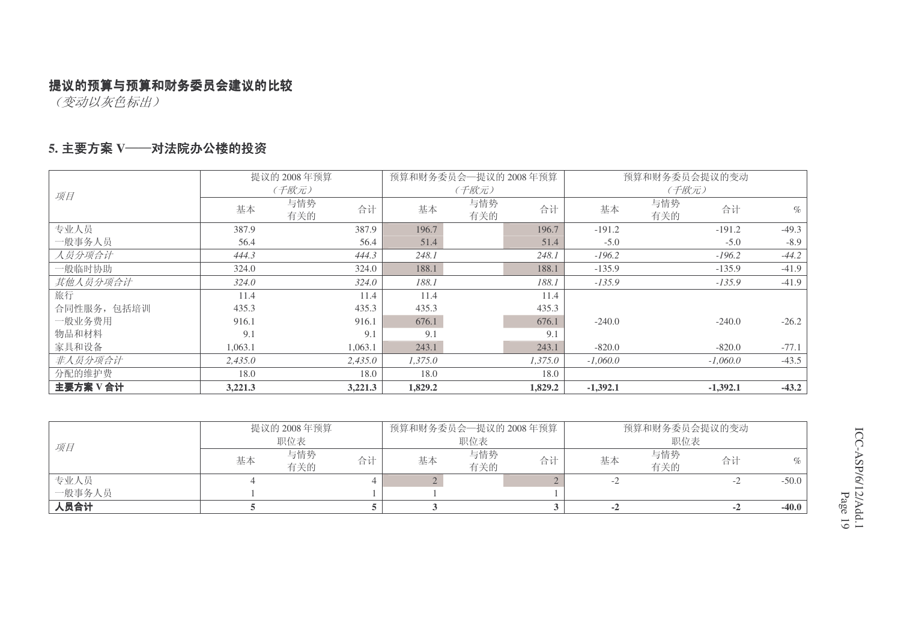**提议的预算与预算和财务委员会建议的比较**

*（变动以灰色标出）*

## 5. 主要方案 V——对法院办公楼的投资

| *项目* | 提议的 2008 年预算 *（千欧元）* | | | 预算和财务委员会—提议的 2008 年预算 *（千欧元）* | | | 预算和财务委员会提议的变动 *（千欧元）* | | | |
|---|---|---|---|---|---|---|---|---|---|---|
| | 基本 | 与情势有关的 | 合计 | 基本 | 与情势有关的 | 合计 | 基本 | 与情势有关的 | 合计 | % |
| 专业人员 | 387.9 | | 387.9 | 196.7 | | 196.7 | -191.2 | | -191.2 | -49.3 |
| 一般事务人员 | 56.4 | | 56.4 | 51.4 | | 51.4 | -5.0 | | -5.0 | -8.9 |
| *人员分项合计* | *444.3* | | *444.3* | *248.1* | | *248.1* | *-196.2* | | *-196.2* | *-44.2* |
| 一般临时协助 | 324.0 | | 324.0 | 188.1 | | 188.1 | -135.9 | | -135.9 | -41.9 |
| *其他人员分项合计* | *324.0* | | *324.0* | *188.1* | | *188.1* | *-135.9* | | *-135.9* | *-41.9* |
| 旅行 | 11.4 | | 11.4 | 11.4 | | 11.4 | | | | |
| 合同性服务，包括培训 | 435.3 | | 435.3 | 435.3 | | 435.3 | | | | |
| 一般业务费用 | 916.1 | | 916.1 | 676.1 | | 676.1 | -240.0 | | -240.0 | -26.2 |
| 物品和材料 | 9.1 | | 9.1 | 9.1 | | 9.1 | | | | |
| 家具和设备 | 1,063.1 | | 1,063.1 | 243.1 | | 243.1 | -820.0 | | -820.0 | -77.1 |
| *非人员分项合计* | *2,435.0* | | *2,435.0* | *1,375.0* | | *1,375.0* | *-1,060.0* | | *-1,060.0* | *-43.5* |
| 分配的维护费 | 18.0 | | 18.0 | 18.0 | | 18.0 | | | | |
| **主要方案 V 合计** | **3,221.3** | | **3,221.3** | **1,829.2** | | **1,829.2** | **-1,392.1** | | **-1,392.1** | **-43.2** |

| *项目* | 提议的 2008 年预算 职位表 | | | 预算和财务委员会—提议的 2008 年预算 职位表 | | | 预算和财务委员会提议的变动 职位表 | | | |
|---|---|---|---|---|---|---|---|---|---|---|
| | 基本 | 与情势有关的 | 合计 | 基本 | 与情势有关的 | 合计 | 基本 | 与情势有关的 | 合计 | % |
| 专业人员 | 4 | | 4 | 2 | | 2 | -2 | | -2 | -50.0 |
| 一般事务人员 | 1 | | 1 | 1 | | 1 | | | | |
| **人员合计** | **5** | | **5** | **3** | | **3** | **-2** | | **-2** | **-40.0** |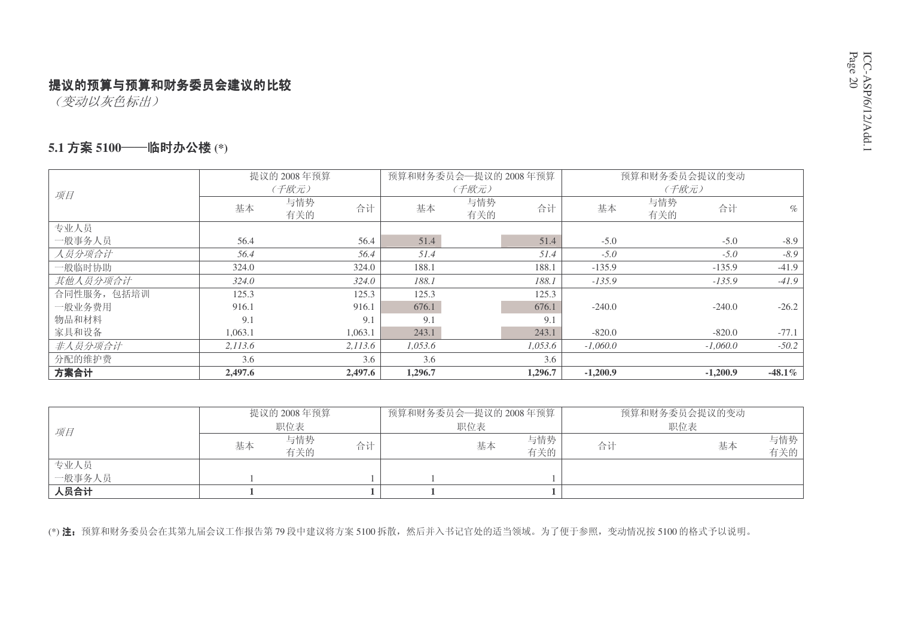## 提议的预算与预算和财务委员会建议的比较

*（变动以灰色标出）*

### 5.1 方案 5100——临时办公楼 (*)

| *项目* | 提议的 2008 年预算 *（千欧元）* | | | 预算和财务委员会—提议的 2008 年预算 *（千欧元）* | | | 预算和财务委员会提议的变动 *（千欧元）* | | | |
|---|---|---|---|---|---|---|---|---|---|---|
| | 基本 | 与情势有关的 | 合计 | 基本 | 与情势有关的 | 合计 | 基本 | 与情势有关的 | 合计 | % |
| 专业人员 | | | | | | | | | | |
| 一般事务人员 | 56.4 | | 56.4 | 51.4 | | 51.4 | -5.0 | | -5.0 | -8.9 |
| *人员分项合计* | *56.4* | | *56.4* | *51.4* | | *51.4* | *-5.0* | | *-5.0* | *-8.9* |
| 一般临时协助 | 324.0 | | 324.0 | 188.1 | | 188.1 | -135.9 | | -135.9 | -41.9 |
| *其他人员分项合计* | *324.0* | | *324.0* | *188.1* | | *188.1* | *-135.9* | | *-135.9* | *-41.9* |
| 合同性服务，包括培训 | 125.3 | | 125.3 | 125.3 | | 125.3 | | | | |
| 一般业务费用 | 916.1 | | 916.1 | 676.1 | | 676.1 | -240.0 | | -240.0 | -26.2 |
| 物品和材料 | 9.1 | | 9.1 | 9.1 | | 9.1 | | | | |
| 家具和设备 | 1,063.1 | | 1,063.1 | 243.1 | | 243.1 | -820.0 | | -820.0 | -77.1 |
| *非人员分项合计* | *2,113.6* | | *2,113.6* | *1,053.6* | | *1,053.6* | *-1,060.0* | | *-1,060.0* | *-50.2* |
| 分配的维护费 | 3.6 | | 3.6 | 3.6 | | 3.6 | | | | |
| **方案合计** | **2,497.6** | | **2,497.6** | **1,296.7** | | **1,296.7** | **-1,200.9** | | **-1,200.9** | **-48.1%** |

| *项目* | 提议的 2008 年预算 职位表 | | | 预算和财务委员会—提议的 2008 年预算 职位表 | | | 预算和财务委员会提议的变动 职位表 | | |
|---|---|---|---|---|---|---|---|---|---|
| | 基本 | 与情势有关的 | 合计 | 基本 | 与情势有关的 | 合计 | 基本 | 与情势有关的 | 合计 |
| 专业人员 | | | | | | | | | |
| 一般事务人员 | 1 | | 1 | 1 | | 1 | | | |
| **人员合计** | **1** | | **1** | **1** | | **1** | | | |

(*) **注：**预算和财务委员会在其第九届会议工作报告第 79 段中建议将方案 5100 拆散，然后并入书记官处的适当领域。为了便于参照，变动情况按 5100 的格式予以说明。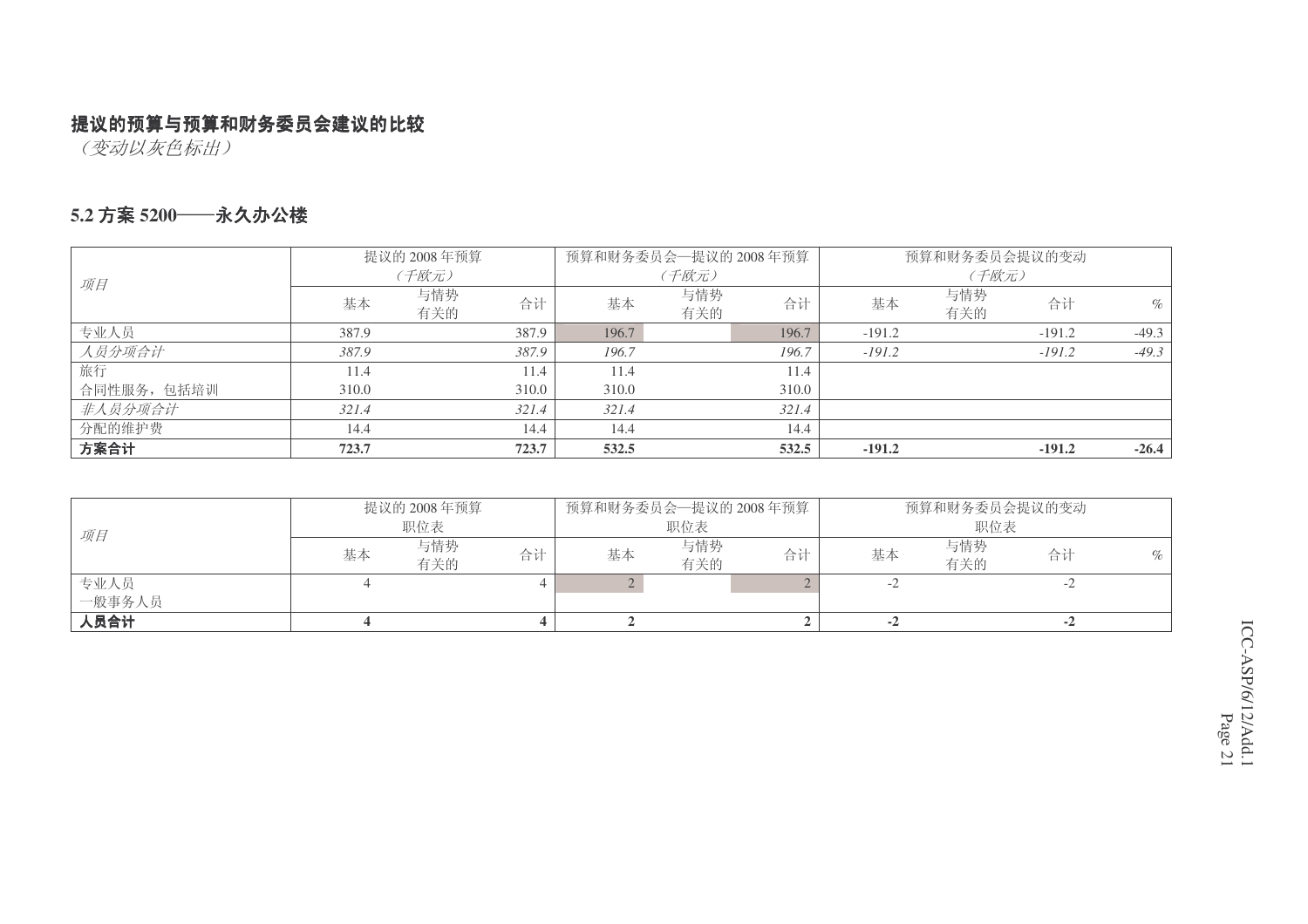**提议的预算与预算和财务委员会建议的比较**

*（变动以灰色标出）*

### 5.2 方案 5200——永久办公楼

| *项目* | 提议的 2008 年预算 *（千欧元）* | | | 预算和财务委员会—提议的 2008 年预算 *（千欧元）* | | | 预算和财务委员会提议的变动 *（千欧元）* | | | |
|---|---|---|---|---|---|---|---|---|---|---|
| | 基本 | 与情势有关的 | 合计 | 基本 | 与情势有关的 | 合计 | 基本 | 与情势有关的 | 合计 | % |
| 专业人员 | 387.9 | | 387.9 | 196.7 | | 196.7 | -191.2 | | -191.2 | -49.3 |
| *人员分项合计* | *387.9* | | *387.9* | *196.7* | | *196.7* | *-191.2* | | *-191.2* | *-49.3* |
| 旅行 | 11.4 | | 11.4 | 11.4 | | 11.4 | | | | |
| 合同性服务，包括培训 | 310.0 | | 310.0 | 310.0 | | 310.0 | | | | |
| *非人员分项合计* | *321.4* | | *321.4* | *321.4* | | *321.4* | | | | |
| 分配的维护费 | 14.4 | | 14.4 | 14.4 | | 14.4 | | | | |
| **方案合计** | **723.7** | | **723.7** | **532.5** | | **532.5** | **-191.2** | | **-191.2** | **-26.4** |

| *项目* | 提议的 2008 年预算 职位表 | | | 预算和财务委员会—提议的 2008 年预算 职位表 | | | 预算和财务委员会提议的变动 职位表 | | | |
|---|---|---|---|---|---|---|---|---|---|---|
| | 基本 | 与情势有关的 | 合计 | 基本 | 与情势有关的 | 合计 | 基本 | 与情势有关的 | 合计 | % |
| 专业人员 | 4 | | 4 | 2 | | 2 | -2 | | -2 | |
| 一般事务人员 | | | | | | | | | | |
| **人员合计** | **4** | | **4** | **2** | | **2** | **-2** | | **-2** | |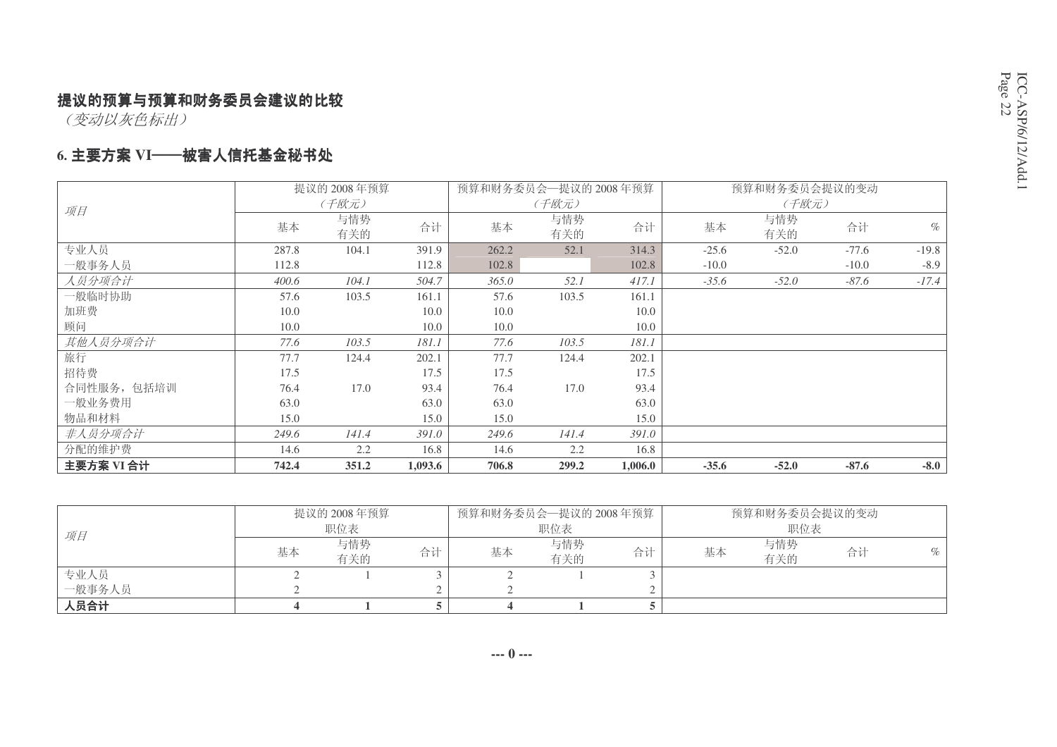## 提议的预算与预算和财务委员会建议的比较

*（变动以灰色标出）*

### 6. 主要方案 VI——被害人信托基金秘书处

| 项目 | 提议的 2008 年预算（千欧元） | | | 预算和财务委员会—提议的 2008 年预算（千欧元） | | | 预算和财务委员会提议的变动（千欧元） | | | |
|---|---|---|---|---|---|---|---|---|---|---|
| | 基本 | 与情势有关的 | 合计 | 基本 | 与情势有关的 | 合计 | 基本 | 与情势有关的 | 合计 | % |
| 专业人员 | 287.8 | 104.1 | 391.9 | 262.2 | 52.1 | 314.3 | -25.6 | -52.0 | -77.6 | -19.8 |
| 一般事务人员 | 112.8 | | 112.8 | 102.8 | | 102.8 | -10.0 | | -10.0 | -8.9 |
| *人员分项合计* | *400.6* | *104.1* | *504.7* | *365.0* | *52.1* | *417.1* | *-35.6* | *-52.0* | *-87.6* | *-17.4* |
| 一般临时协助 | 57.6 | 103.5 | 161.1 | 57.6 | 103.5 | 161.1 | | | | |
| 加班费 | 10.0 | | 10.0 | 10.0 | | 10.0 | | | | |
| 顾问 | 10.0 | | 10.0 | 10.0 | | 10.0 | | | | |
| *其他人员分项合计* | *77.6* | *103.5* | *181.1* | *77.6* | *103.5* | *181.1* | | | | |
| 旅行 | 77.7 | 124.4 | 202.1 | 77.7 | 124.4 | 202.1 | | | | |
| 招待费 | 17.5 | | 17.5 | 17.5 | | 17.5 | | | | |
| 合同性服务，包括培训 | 76.4 | 17.0 | 93.4 | 76.4 | 17.0 | 93.4 | | | | |
| 一般业务费用 | 63.0 | | 63.0 | 63.0 | | 63.0 | | | | |
| 物品和材料 | 15.0 | | 15.0 | 15.0 | | 15.0 | | | | |
| *非人员分项合计* | *249.6* | *141.4* | *391.0* | *249.6* | *141.4* | *391.0* | | | | |
| 分配的维护费 | 14.6 | 2.2 | 16.8 | 14.6 | 2.2 | 16.8 | | | | |
| **主要方案 VI 合计** | **742.4** | **351.2** | **1,093.6** | **706.8** | **299.2** | **1,006.0** | **-35.6** | **-52.0** | **-87.6** | **-8.0** |

| 项目 | 提议的 2008 年预算职位表 | | | 预算和财务委员会—提议的 2008 年预算职位表 | | | 预算和财务委员会提议的变动职位表 | | | |
|---|---|---|---|---|---|---|---|---|---|---|
| | 基本 | 与情势有关的 | 合计 | 基本 | 与情势有关的 | 合计 | 基本 | 与情势有关的 | 合计 | % |
| 专业人员 | 2 | 1 | 3 | 2 | 1 | 3 | | | | |
| 一般事务人员 | 2 | | 2 | 2 | | 2 | | | | |
| **人员合计** | **4** | **1** | **5** | **4** | **1** | **5** | | | | |

**--- 0 ---**